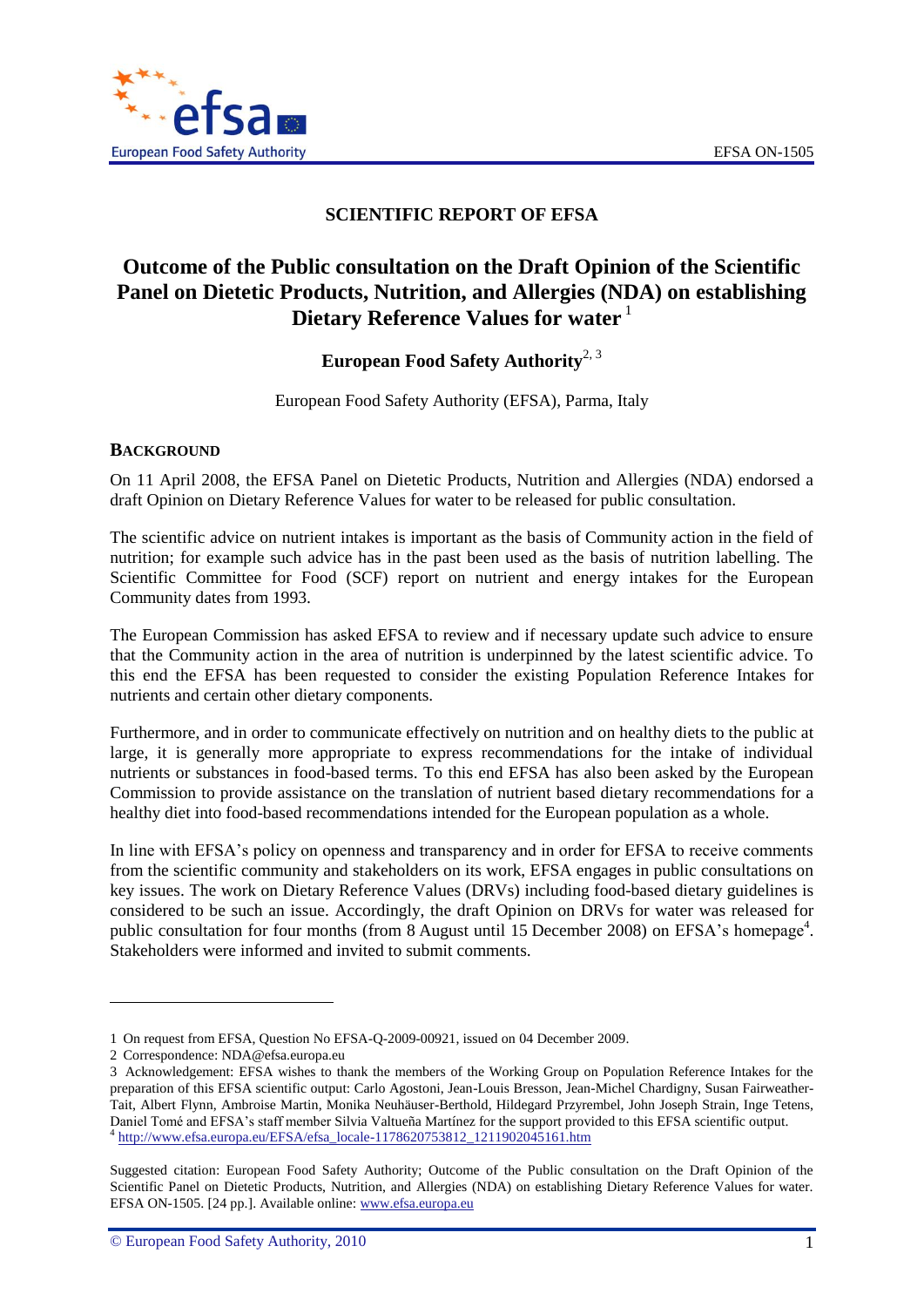# SCIENTIFIC REPORT OF EFSA

## Outcome of the Public consultation on the Draft Opinion of the Scientific Panel on Dietetic Products, Nutrition, and Allergies (NDA) on establishing Dietary Reference Values for water [1]

**European Food Safety Authority**[2, 3]

European Food Safety Authority (EFSA), Parma, Italy

### BACKGROUND

On 11 April 2008, the EFSA Panel on Dietetic Products, Nutrition and Allergies (NDA) endorsed a draft Opinion on Dietary Reference Values for water to be released for public consultation.

The scientific advice on nutrient intakes is important as the basis of Community action in the field of nutrition; for example such advice has in the past been used as the basis of nutrition labelling. The Scientific Committee for Food (SCF) report on nutrient and energy intakes for the European Community dates from 1993.

The European Commission has asked EFSA to review and if necessary update such advice to ensure that the Community action in the area of nutrition is underpinned by the latest scientific advice. To this end the EFSA has been requested to consider the existing Population Reference Intakes for nutrients and certain other dietary components.

Furthermore, and in order to communicate effectively on nutrition and on healthy diets to the public at large, it is generally more appropriate to express recommendations for the intake of individual nutrients or substances in food-based terms. To this end EFSA has also been asked by the European Commission to provide assistance on the translation of nutrient based dietary recommendations for a healthy diet into food-based recommendations intended for the European population as a whole.

In line with EFSA's policy on openness and transparency and in order for EFSA to receive comments from the scientific community and stakeholders on its work, EFSA engages in public consultations on key issues. The work on Dietary Reference Values (DRVs) including food-based dietary guidelines is considered to be such an issue. Accordingly, the draft Opinion on DRVs for water was released for public consultation for four months (from 8 August until 15 December 2008) on EFSA's homepage[4]. Stakeholders were informed and invited to submit comments.

---

1 On request from EFSA, Question No EFSA-Q-2009-00921, issued on 04 December 2009.

2 Correspondence: NDA@efsa.europa.eu

3 Acknowledgement: EFSA wishes to thank the members of the Working Group on Population Reference Intakes for the preparation of this EFSA scientific output: Carlo Agostoni, Jean-Louis Bresson, Jean-Michel Chardigny, Susan Fairweather-Tait, Albert Flynn, Ambroise Martin, Monika Neuhäuser-Berthold, Hildegard Przyrembel, John Joseph Strain, Inge Tetens, Daniel Tomé and EFSA's staff member Silvia Valtueña Martínez for the support provided to this EFSA scientific output.

4 http://www.efsa.europa.eu/EFSA/efsa_locale-1178620753812_1211902045161.htm

Suggested citation: European Food Safety Authority; Outcome of the Public consultation on the Draft Opinion of the Scientific Panel on Dietetic Products, Nutrition, and Allergies (NDA) on establishing Dietary Reference Values for water. EFSA ON-1505. [24 pp.]. Available online: www.efsa.europa.eu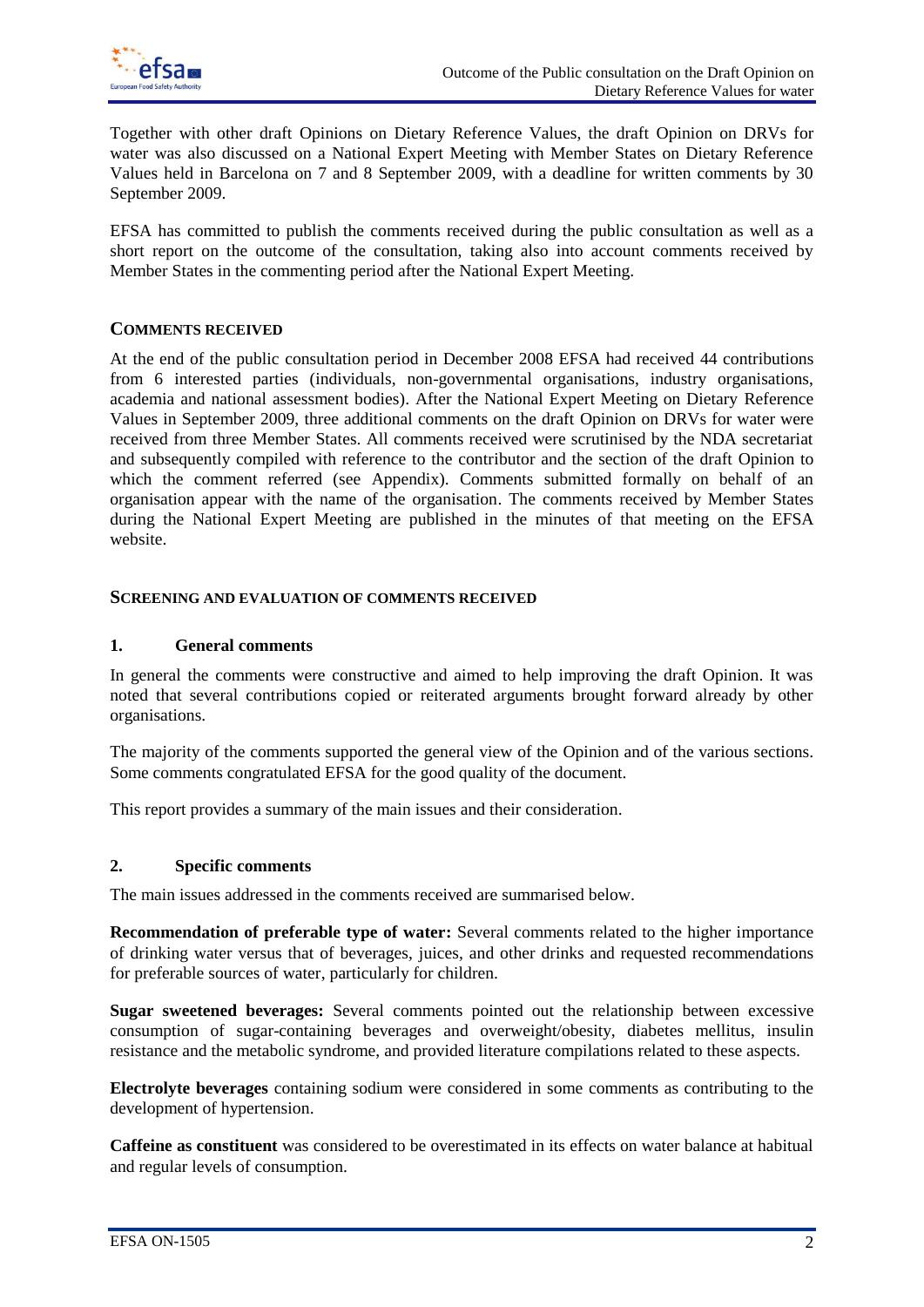Together with other draft Opinions on Dietary Reference Values, the draft Opinion on DRVs for water was also discussed on a National Expert Meeting with Member States on Dietary Reference Values held in Barcelona on 7 and 8 September 2009, with a deadline for written comments by 30 September 2009.

EFSA has committed to publish the comments received during the public consultation as well as a short report on the outcome of the consultation, taking also into account comments received by Member States in the commenting period after the National Expert Meeting.

## COMMENTS RECEIVED

At the end of the public consultation period in December 2008 EFSA had received 44 contributions from 6 interested parties (individuals, non-governmental organisations, industry organisations, academia and national assessment bodies). After the National Expert Meeting on Dietary Reference Values in September 2009, three additional comments on the draft Opinion on DRVs for water were received from three Member States. All comments received were scrutinised by the NDA secretariat and subsequently compiled with reference to the contributor and the section of the draft Opinion to which the comment referred (see Appendix). Comments submitted formally on behalf of an organisation appear with the name of the organisation. The comments received by Member States during the National Expert Meeting are published in the minutes of that meeting on the EFSA website.

## SCREENING AND EVALUATION OF COMMENTS RECEIVED

### 1. General comments

In general the comments were constructive and aimed to help improving the draft Opinion. It was noted that several contributions copied or reiterated arguments brought forward already by other organisations.

The majority of the comments supported the general view of the Opinion and of the various sections. Some comments congratulated EFSA for the good quality of the document.

This report provides a summary of the main issues and their consideration.

### 2. Specific comments

The main issues addressed in the comments received are summarised below.

**Recommendation of preferable type of water:** Several comments related to the higher importance of drinking water versus that of beverages, juices, and other drinks and requested recommendations for preferable sources of water, particularly for children.

**Sugar sweetened beverages:** Several comments pointed out the relationship between excessive consumption of sugar-containing beverages and overweight/obesity, diabetes mellitus, insulin resistance and the metabolic syndrome, and provided literature compilations related to these aspects.

**Electrolyte beverages** containing sodium were considered in some comments as contributing to the development of hypertension.

**Caffeine as constituent** was considered to be overestimated in its effects on water balance at habitual and regular levels of consumption.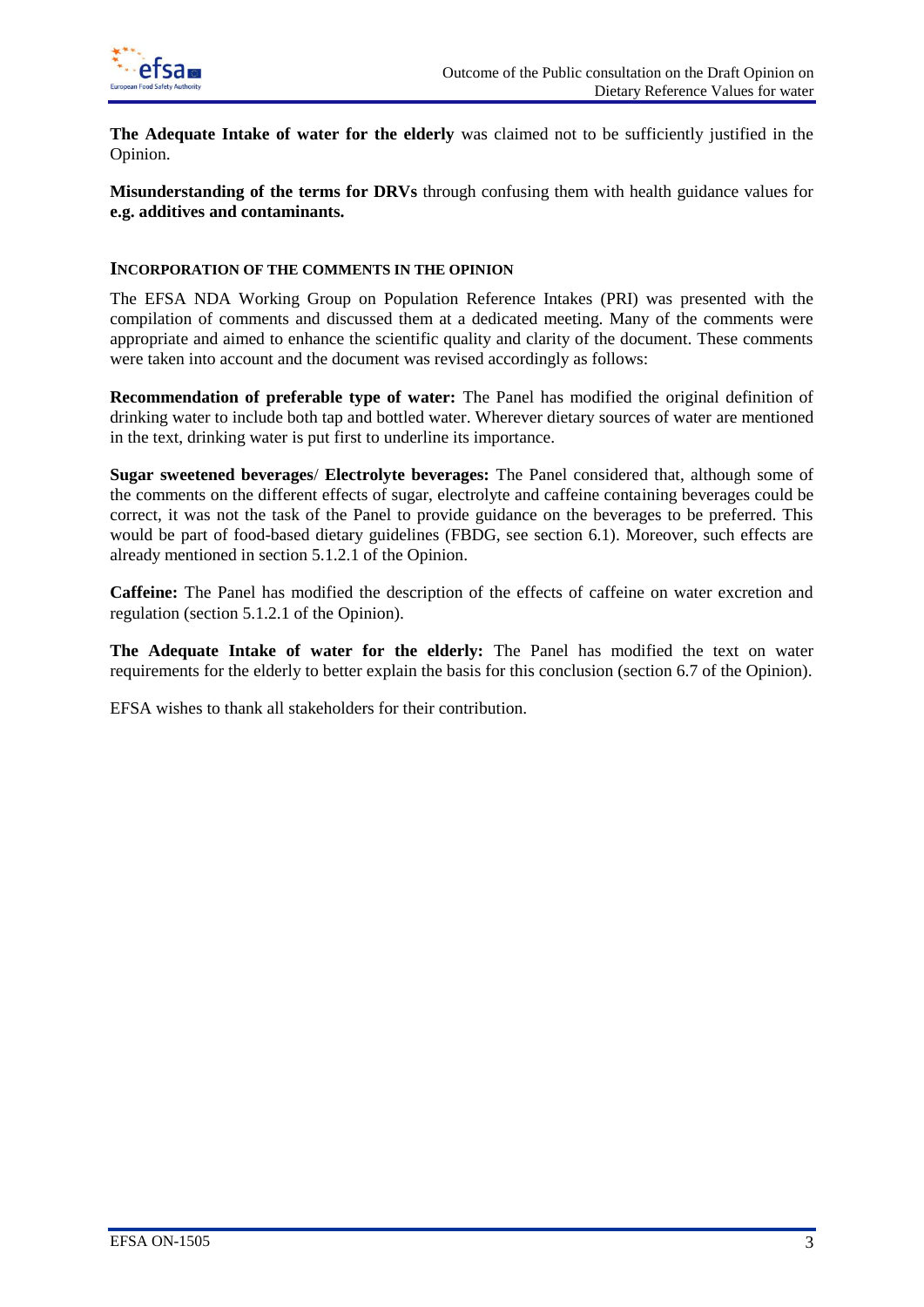**The Adequate Intake of water for the elderly** was claimed not to be sufficiently justified in the Opinion.

**Misunderstanding of the terms for DRVs** through confusing them with health guidance values for **e.g. additives and contaminants.**

## INCORPORATION OF THE COMMENTS IN THE OPINION

The EFSA NDA Working Group on Population Reference Intakes (PRI) was presented with the compilation of comments and discussed them at a dedicated meeting. Many of the comments were appropriate and aimed to enhance the scientific quality and clarity of the document. These comments were taken into account and the document was revised accordingly as follows:

**Recommendation of preferable type of water:** The Panel has modified the original definition of drinking water to include both tap and bottled water. Wherever dietary sources of water are mentioned in the text, drinking water is put first to underline its importance.

**Sugar sweetened beverages**/ **Electrolyte beverages:** The Panel considered that, although some of the comments on the different effects of sugar, electrolyte and caffeine containing beverages could be correct, it was not the task of the Panel to provide guidance on the beverages to be preferred. This would be part of food-based dietary guidelines (FBDG, see section 6.1). Moreover, such effects are already mentioned in section 5.1.2.1 of the Opinion.

**Caffeine:** The Panel has modified the description of the effects of caffeine on water excretion and regulation (section 5.1.2.1 of the Opinion).

**The Adequate Intake of water for the elderly:** The Panel has modified the text on water requirements for the elderly to better explain the basis for this conclusion (section 6.7 of the Opinion).

EFSA wishes to thank all stakeholders for their contribution.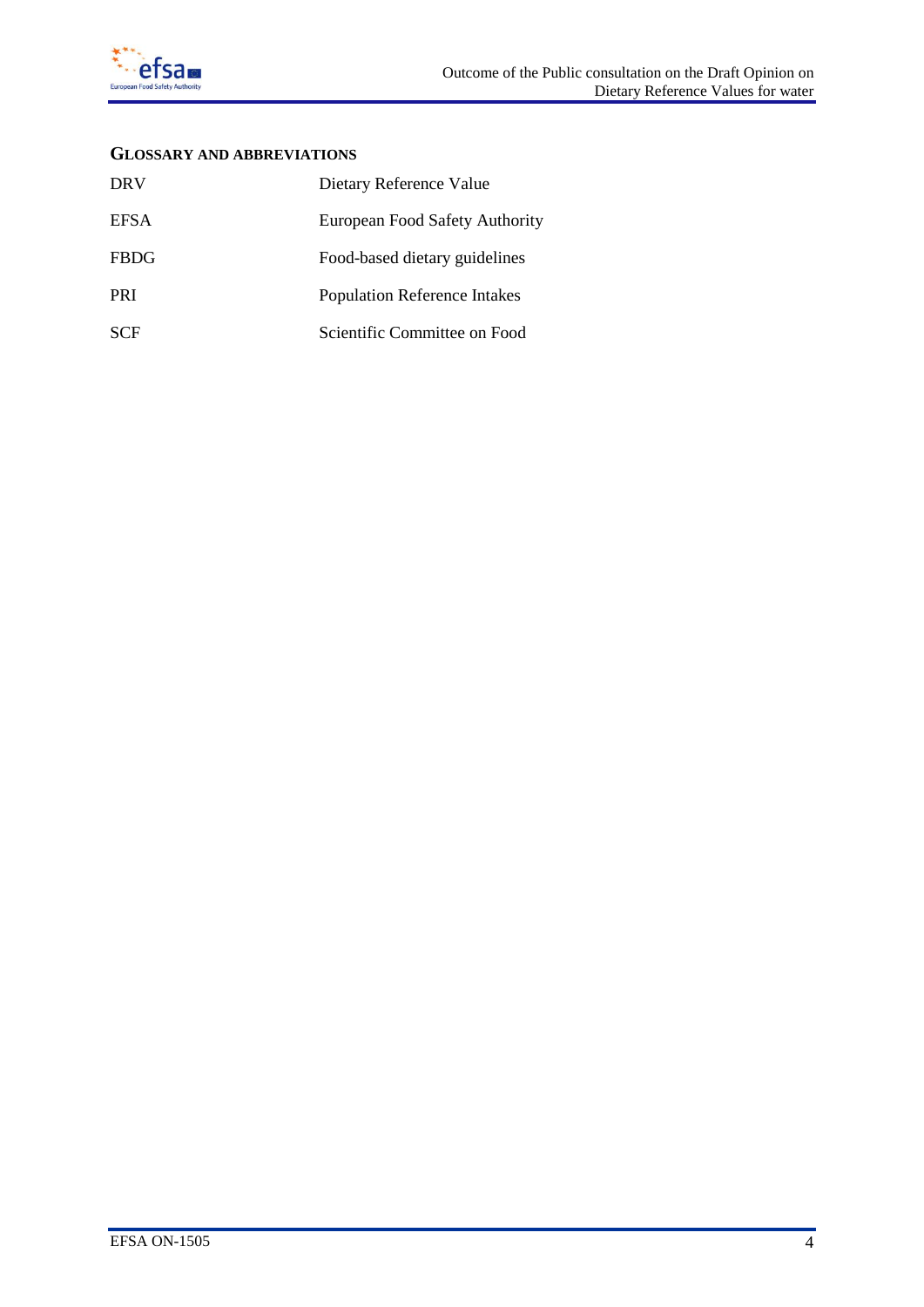## GLOSSARY AND ABBREVIATIONS

| | |
|---|---|
| DRV | Dietary Reference Value |
| EFSA | European Food Safety Authority |
| FBDG | Food-based dietary guidelines |
| PRI | Population Reference Intakes |
| SCF | Scientific Committee on Food |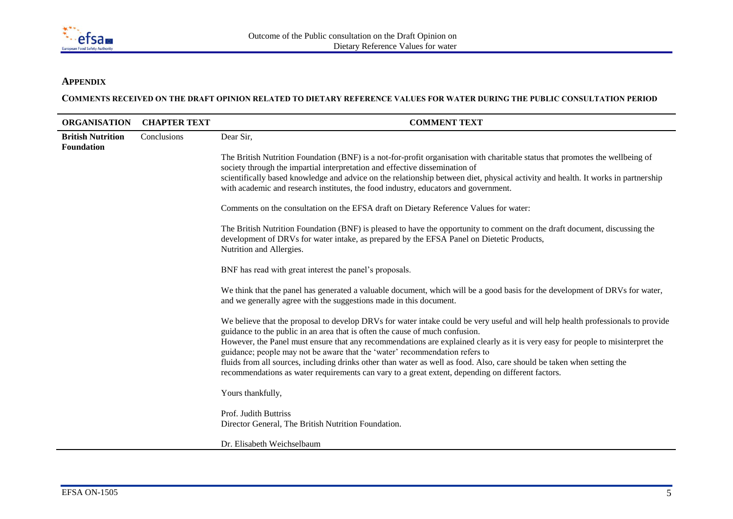## APPENDIX

### COMMENTS RECEIVED ON THE DRAFT OPINION RELATED TO DIETARY REFERENCE VALUES FOR WATER DURING THE PUBLIC CONSULTATION PERIOD

| ORGANISATION | CHAPTER TEXT | COMMENT TEXT |
|---|---|---|
| **British Nutrition Foundation** | Conclusions | Dear Sir,<br><br>The British Nutrition Foundation (BNF) is a not-for-profit organisation with charitable status that promotes the wellbeing of society through the impartial interpretation and effective dissemination of scientifically based knowledge and advice on the relationship between diet, physical activity and health. It works in partnership with academic and research institutes, the food industry, educators and government.<br><br>Comments on the consultation on the EFSA draft on Dietary Reference Values for water:<br><br>The British Nutrition Foundation (BNF) is pleased to have the opportunity to comment on the draft document, discussing the development of DRVs for water intake, as prepared by the EFSA Panel on Dietetic Products, Nutrition and Allergies.<br><br>BNF has read with great interest the panel's proposals.<br><br>We think that the panel has generated a valuable document, which will be a good basis for the development of DRVs for water, and we generally agree with the suggestions made in this document.<br><br>We believe that the proposal to develop DRVs for water intake could be very useful and will help health professionals to provide guidance to the public in an area that is often the cause of much confusion.<br>However, the Panel must ensure that any recommendations are explained clearly as it is very easy for people to misinterpret the guidance; people may not be aware that the 'water' recommendation refers to fluids from all sources, including drinks other than water as well as food. Also, care should be taken when setting the recommendations as water requirements can vary to a great extent, depending on different factors.<br><br>Yours thankfully,<br><br>Prof. Judith Buttriss<br>Director General, The British Nutrition Foundation.<br><br>Dr. Elisabeth Weichselbaum |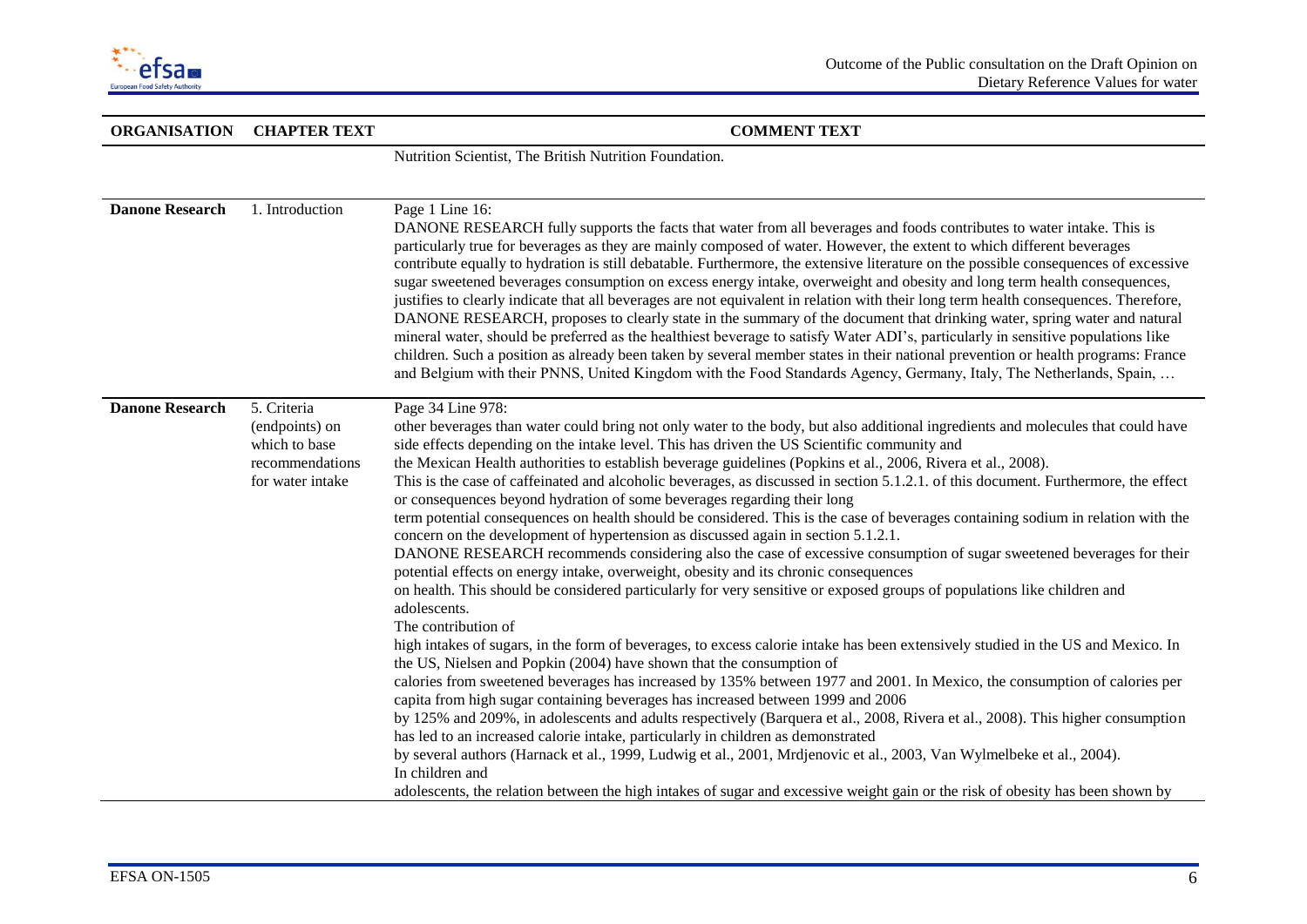| ORGANISATION | CHAPTER TEXT | COMMENT TEXT |
|---|---|---|
| | | Nutrition Scientist, The British Nutrition Foundation. |
| **Danone Research** | 1. Introduction | Page 1 Line 16: DANONE RESEARCH fully supports the facts that water from all beverages and foods contributes to water intake. This is particularly true for beverages as they are mainly composed of water. However, the extent to which different beverages contribute equally to hydration is still debatable. Furthermore, the extensive literature on the possible consequences of excessive sugar sweetened beverages consumption on excess energy intake, overweight and obesity and long term health consequences, justifies to clearly indicate that all beverages are not equivalent in relation with their long term health consequences. Therefore, DANONE RESEARCH, proposes to clearly state in the summary of the document that drinking water, spring water and natural mineral water, should be preferred as the healthiest beverage to satisfy Water ADI's, particularly in sensitive populations like children. Such a position as already been taken by several member states in their national prevention or health programs: France and Belgium with their PNNS, United Kingdom with the Food Standards Agency, Germany, Italy, The Netherlands, Spain, … |
| **Danone Research** | 5. Criteria (endpoints) on which to base recommendations for water intake | Page 34 Line 978: other beverages than water could bring not only water to the body, but also additional ingredients and molecules that could have side effects depending on the intake level. This has driven the US Scientific community and the Mexican Health authorities to establish beverage guidelines (Popkins et al., 2006, Rivera et al., 2008). This is the case of caffeinated and alcoholic beverages, as discussed in section 5.1.2.1. of this document. Furthermore, the effect or consequences beyond hydration of some beverages regarding their long term potential consequences on health should be considered. This is the case of beverages containing sodium in relation with the concern on the development of hypertension as discussed again in section 5.1.2.1. DANONE RESEARCH recommends considering also the case of excessive consumption of sugar sweetened beverages for their potential effects on energy intake, overweight, obesity and its chronic consequences on health. This should be considered particularly for very sensitive or exposed groups of populations like children and adolescents. The contribution of high intakes of sugars, in the form of beverages, to excess calorie intake has been extensively studied in the US and Mexico. In the US, Nielsen and Popkin (2004) have shown that the consumption of calories from sweetened beverages has increased by 135% between 1977 and 2001. In Mexico, the consumption of calories per capita from high sugar containing beverages has increased between 1999 and 2006 by 125% and 209%, in adolescents and adults respectively (Barquera et al., 2008, Rivera et al., 2008). This higher consumption has led to an increased calorie intake, particularly in children as demonstrated by several authors (Harnack et al., 1999, Ludwig et al., 2001, Mrdjenovic et al., 2003, Van Wylmelbeke et al., 2004). In children and adolescents, the relation between the high intakes of sugar and excessive weight gain or the risk of obesity has been shown by |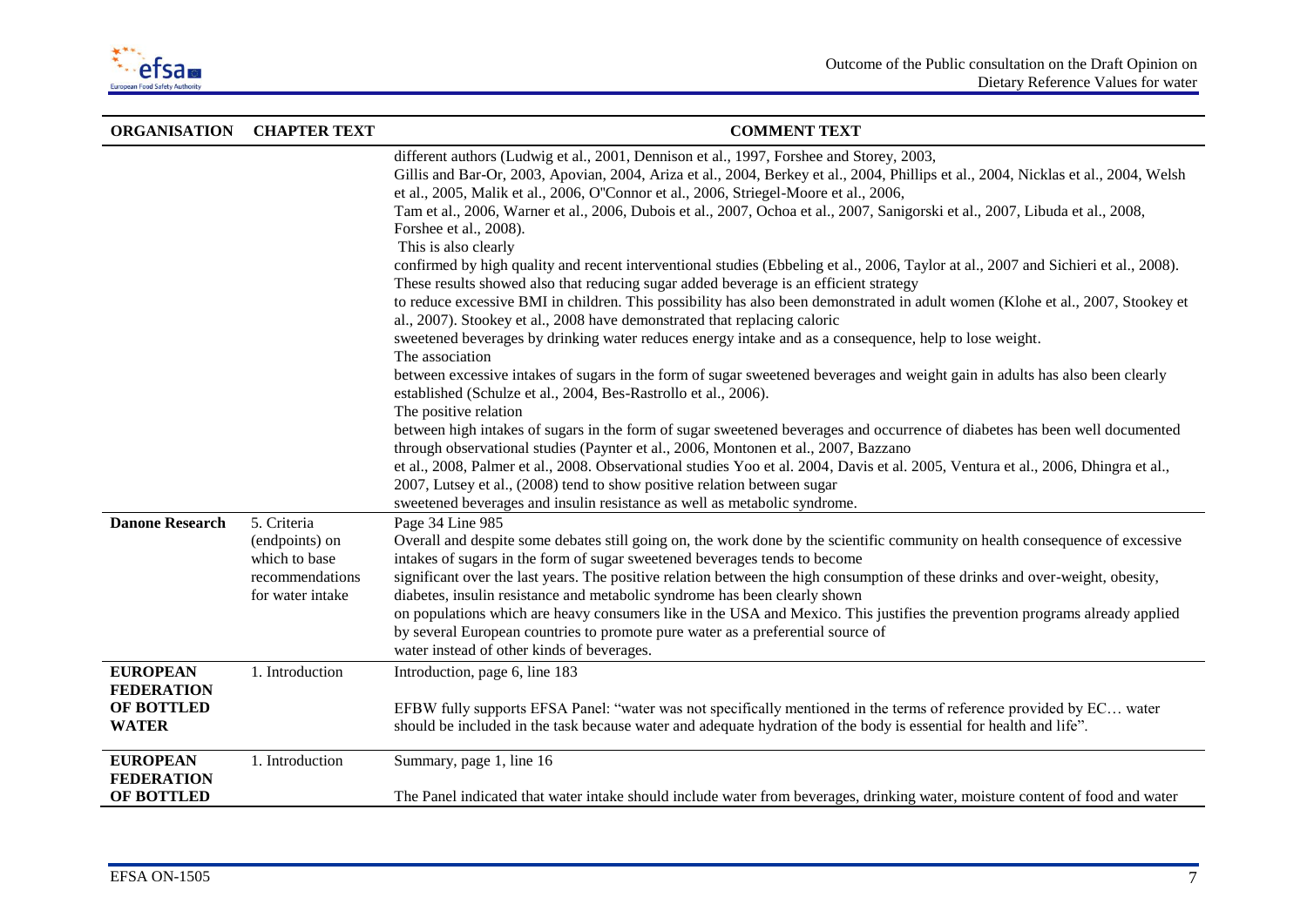| ORGANISATION | CHAPTER TEXT | COMMENT TEXT |
| --- | --- | --- |
| | | different authors (Ludwig et al., 2001, Dennison et al., 1997, Forshee and Storey, 2003, Gillis and Bar-Or, 2003, Apovian, 2004, Ariza et al., 2004, Berkey et al., 2004, Phillips et al., 2004, Nicklas et al., 2004, Welsh et al., 2005, Malik et al., 2006, O"Connor et al., 2006, Striegel-Moore et al., 2006, Tam et al., 2006, Warner et al., 2006, Dubois et al., 2007, Ochoa et al., 2007, Sanigorski et al., 2007, Libuda et al., 2008, Forshee et al., 2008). This is also clearly confirmed by high quality and recent interventional studies (Ebbeling et al., 2006, Taylor at al., 2007 and Sichieri et al., 2008). These results showed also that reducing sugar added beverage is an efficient strategy to reduce excessive BMI in children. This possibility has also been demonstrated in adult women (Klohe et al., 2007, Stookey et al., 2007). Stookey et al., 2008 have demonstrated that replacing caloric sweetened beverages by drinking water reduces energy intake and as a consequence, help to lose weight. The association between excessive intakes of sugars in the form of sugar sweetened beverages and weight gain in adults has also been clearly established (Schulze et al., 2004, Bes-Rastrollo et al., 2006). The positive relation between high intakes of sugars in the form of sugar sweetened beverages and occurrence of diabetes has been well documented through observational studies (Paynter et al., 2006, Montonen et al., 2007, Bazzano et al., 2008, Palmer et al., 2008. Observational studies Yoo et al. 2004, Davis et al. 2005, Ventura et al., 2006, Dhingra et al., 2007, Lutsey et al., (2008) tend to show positive relation between sugar sweetened beverages and insulin resistance as well as metabolic syndrome. |
| **Danone Research** | 5. Criteria (endpoints) on which to base recommendations for water intake | Page 34 Line 985<br>Overall and despite some debates still going on, the work done by the scientific community on health consequence of excessive intakes of sugars in the form of sugar sweetened beverages tends to become significant over the last years. The positive relation between the high consumption of these drinks and over-weight, obesity, diabetes, insulin resistance and metabolic syndrome has been clearly shown on populations which are heavy consumers like in the USA and Mexico. This justifies the prevention programs already applied by several European countries to promote pure water as a preferential source of water instead of other kinds of beverages. |
| **EUROPEAN FEDERATION OF BOTTLED WATER** | 1. Introduction | Introduction, page 6, line 183<br><br>EFBW fully supports EFSA Panel: "water was not specifically mentioned in the terms of reference provided by EC… water should be included in the task because water and adequate hydration of the body is essential for health and life". |
| **EUROPEAN FEDERATION OF BOTTLED** | 1. Introduction | Summary, page 1, line 16<br><br>The Panel indicated that water intake should include water from beverages, drinking water, moisture content of food and water |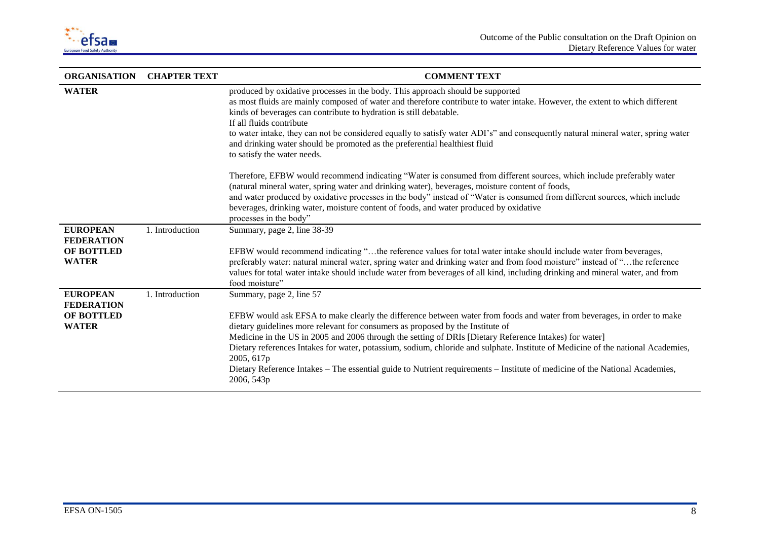| ORGANISATION | CHAPTER TEXT | COMMENT TEXT |
| --- | --- | --- |
| **WATER** | | produced by oxidative processes in the body. This approach should be supported as most fluids are mainly composed of water and therefore contribute to water intake. However, the extent to which different kinds of beverages can contribute to hydration is still debatable. If all fluids contribute to water intake, they can not be considered equally to satisfy water ADI's" and consequently natural mineral water, spring water and drinking water should be promoted as the preferential healthiest fluid to satisfy the water needs.<br><br>Therefore, EFBW would recommend indicating "Water is consumed from different sources, which include preferably water (natural mineral water, spring water and drinking water), beverages, moisture content of foods, and water produced by oxidative processes in the body" instead of "Water is consumed from different sources, which include beverages, drinking water, moisture content of foods, and water produced by oxidative processes in the body" |
| **EUROPEAN FEDERATION OF BOTTLED WATER** | 1. Introduction | Summary, page 2, line 38-39<br><br>EFBW would recommend indicating "…the reference values for total water intake should include water from beverages, preferably water: natural mineral water, spring water and drinking water and from food moisture" instead of "…the reference values for total water intake should include water from beverages of all kind, including drinking and mineral water, and from food moisture" |
| **EUROPEAN FEDERATION OF BOTTLED WATER** | 1. Introduction | Summary, page 2, line 57<br><br>EFBW would ask EFSA to make clearly the difference between water from foods and water from beverages, in order to make dietary guidelines more relevant for consumers as proposed by the Institute of Medicine in the US in 2005 and 2006 through the setting of DRIs [Dietary Reference Intakes) for water]<br>Dietary references Intakes for water, potassium, sodium, chloride and sulphate. Institute of Medicine of the national Academies, 2005, 617p<br>Dietary Reference Intakes – The essential guide to Nutrient requirements – Institute of medicine of the National Academies, 2006, 543p |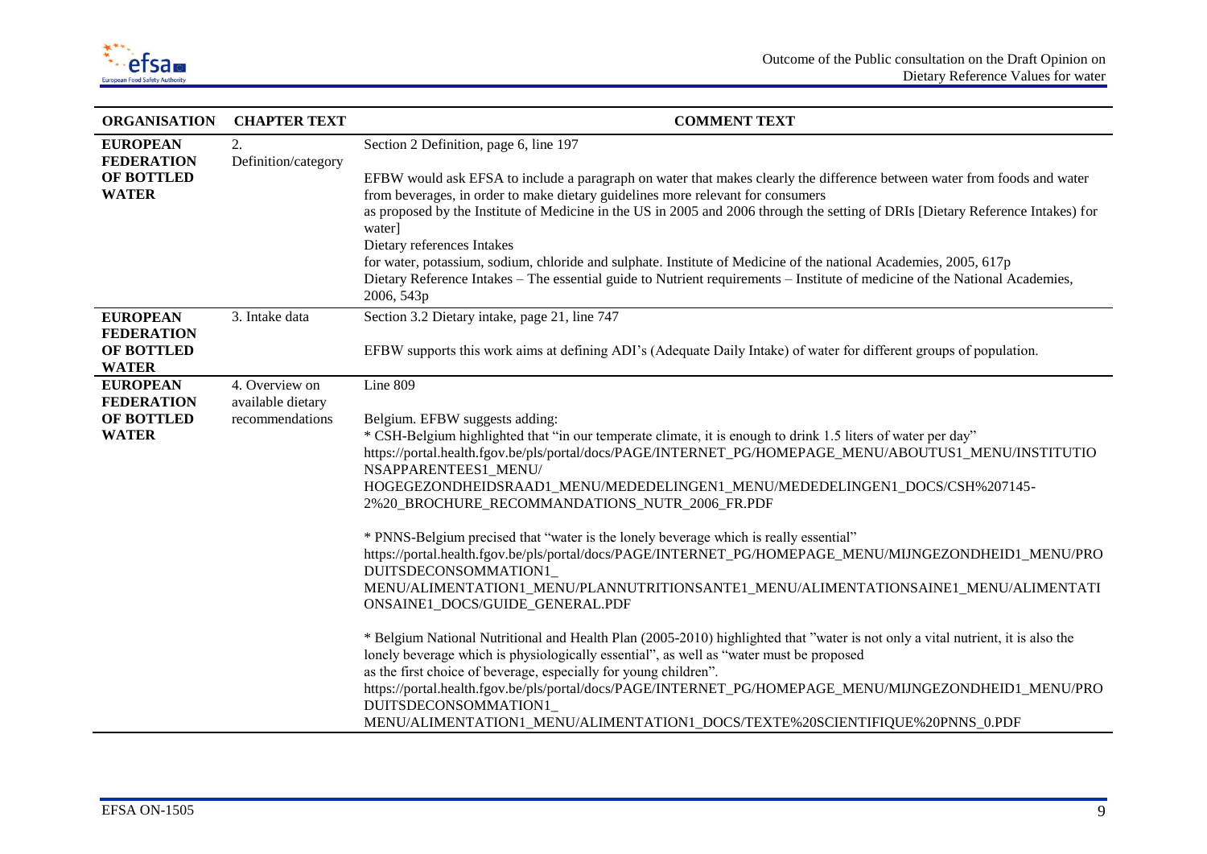| ORGANISATION | CHAPTER TEXT | COMMENT TEXT |
|---|---|---|
| **EUROPEAN FEDERATION OF BOTTLED WATER** | 2. Definition/category | Section 2 Definition, page 6, line 197<br><br>EFBW would ask EFSA to include a paragraph on water that makes clearly the difference between water from foods and water from beverages, in order to make dietary guidelines more relevant for consumers<br>as proposed by the Institute of Medicine in the US in 2005 and 2006 through the setting of DRIs [Dietary Reference Intakes) for water]<br>Dietary references Intakes<br>for water, potassium, sodium, chloride and sulphate. Institute of Medicine of the national Academies, 2005, 617p<br>Dietary Reference Intakes – The essential guide to Nutrient requirements – Institute of medicine of the National Academies, 2006, 543p |
| **EUROPEAN FEDERATION OF BOTTLED WATER** | 3. Intake data | Section 3.2 Dietary intake, page 21, line 747<br><br>EFBW supports this work aims at defining ADI's (Adequate Daily Intake) of water for different groups of population. |
| **EUROPEAN FEDERATION OF BOTTLED WATER** | 4. Overview on available dietary recommendations | Line 809<br><br>Belgium. EFBW suggests adding:<br>* CSH-Belgium highlighted that "in our temperate climate, it is enough to drink 1.5 liters of water per day"<br>https://portal.health.fgov.be/pls/portal/docs/PAGE/INTERNET_PG/HOMEPAGE_MENU/ABOUTUS1_MENU/INSTITUTIONSAPPARENTEES1_MENU/<br>HOGEGEZONDHEIDSRAAD1_MENU/MEDEDELINGEN1_MENU/MEDEDELINGEN1_DOCS/CSH%207145-2%20_BROCHURE_RECOMMANDATIONS_NUTR_2006_FR.PDF<br><br>* PNNS-Belgium precised that "water is the lonely beverage which is really essential"<br>https://portal.health.fgov.be/pls/portal/docs/PAGE/INTERNET_PG/HOMEPAGE_MENU/MIJNGEZONDHEID1_MENU/PRODUITSDECONSOMMATION1_<br>MENU/ALIMENTATION1_MENU/PLANNUTRITIONSANTE1_MENU/ALIMENTATIONSAINE1_MENU/ALIMENTATIONSAINE1_DOCS/GUIDE_GENERAL.PDF<br><br>* Belgium National Nutritional and Health Plan (2005-2010) highlighted that "water is not only a vital nutrient, it is also the lonely beverage which is physiologically essential", as well as "water must be proposed<br>as the first choice of beverage, especially for young children".<br>https://portal.health.fgov.be/pls/portal/docs/PAGE/INTERNET_PG/HOMEPAGE_MENU/MIJNGEZONDHEID1_MENU/PRODUITSDECONSOMMATION1_<br>MENU/ALIMENTATION1_MENU/ALIMENTATION1_DOCS/TEXTE%20SCIENTIFIQUE%20PNNS_0.PDF |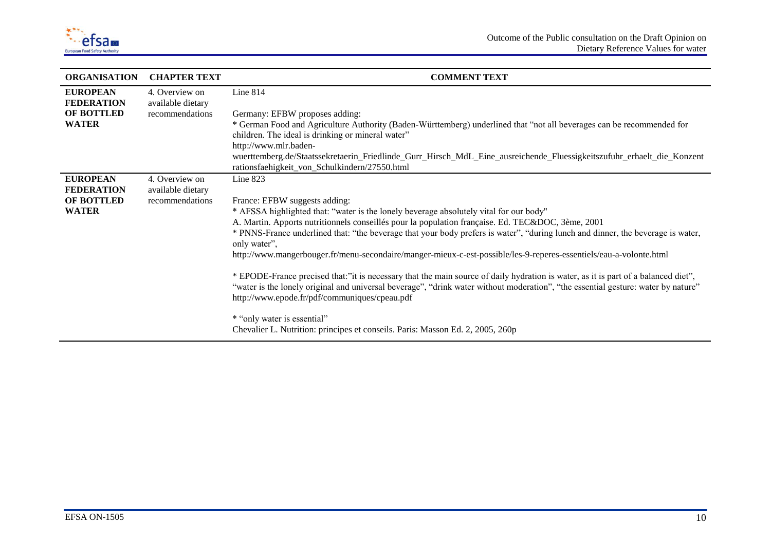| ORGANISATION | CHAPTER TEXT | COMMENT TEXT |
|---|---|---|
| **EUROPEAN FEDERATION OF BOTTLED WATER** | 4. Overview on available dietary recommendations | Line 814<br><br>Germany: EFBW proposes adding:<br>* German Food and Agriculture Authority (Baden-Württemberg) underlined that "not all beverages can be recommended for children. The ideal is drinking or mineral water"<br>http://www.mlr.baden-wuerttemberg.de/Staatssekretaerin_Friedlinde_Gurr_Hirsch_MdL_Eine_ausreichende_Fluessigkeitszufuhr_erhaelt_die_Konzentrationsfaehigkeit_von_Schulkindern/27550.html |
| **EUROPEAN FEDERATION OF BOTTLED WATER** | 4. Overview on available dietary recommendations | Line 823<br><br>France: EFBW suggests adding:<br>* AFSSA highlighted that: "water is the lonely beverage absolutely vital for our body"<br>A. Martin. Apports nutritionnels conseillés pour la population française. Ed. TEC&DOC, 3ème, 2001<br>* PNNS-France underlined that: "the beverage that your body prefers is water", "during lunch and dinner, the beverage is water, only water",<br>http://www.mangerbouger.fr/menu-secondaire/manger-mieux-c-est-possible/les-9-reperes-essentiels/eau-a-volonte.html<br><br>* EPODE-France precised that:"it is necessary that the main source of daily hydration is water, as it is part of a balanced diet", "water is the lonely original and universal beverage", "drink water without moderation", "the essential gesture: water by nature"<br>http://www.epode.fr/pdf/communiques/cpeau.pdf<br><br>* "only water is essential"<br>Chevalier L. Nutrition: principes et conseils. Paris: Masson Ed. 2, 2005, 260p |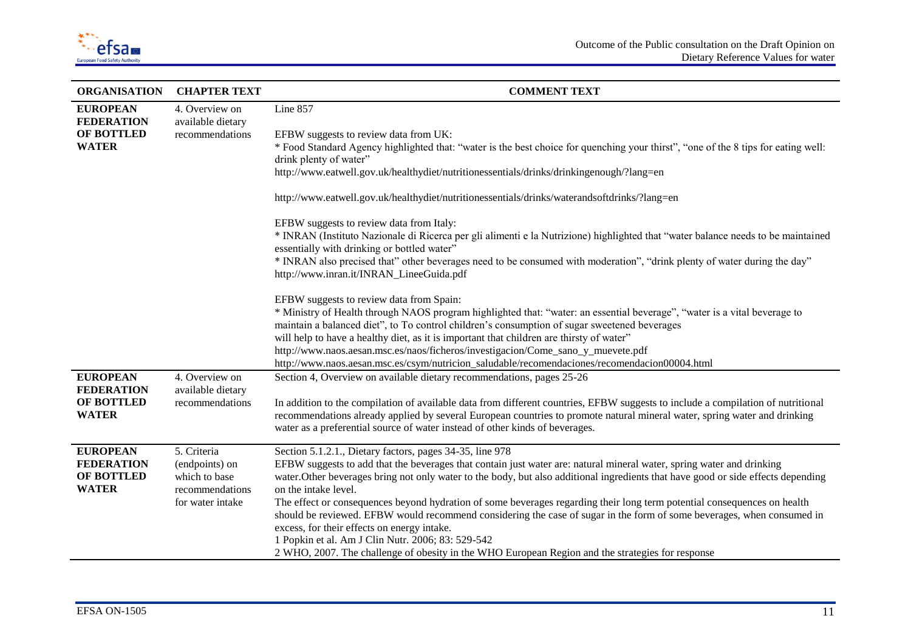| ORGANISATION | CHAPTER TEXT | COMMENT TEXT |
|---|---|---|
| **EUROPEAN FEDERATION OF BOTTLED WATER** | 4. Overview on available dietary recommendations | Line 857<br><br>EFBW suggests to review data from UK:<br>* Food Standard Agency highlighted that: "water is the best choice for quenching your thirst", "one of the 8 tips for eating well: drink plenty of water"<br>http://www.eatwell.gov.uk/healthydiet/nutritionessentials/drinks/drinkingenough/?lang=en<br><br>http://www.eatwell.gov.uk/healthydiet/nutritionessentials/drinks/waterandsoftdrinks/?lang=en<br><br>EFBW suggests to review data from Italy:<br>* INRAN (Instituto Nazionale di Ricerca per gli alimenti e la Nutrizione) highlighted that "water balance needs to be maintained essentially with drinking or bottled water"<br>* INRAN also precised that" other beverages need to be consumed with moderation", "drink plenty of water during the day"<br>http://www.inran.it/INRAN_LineeGuida.pdf<br><br>EFBW suggests to review data from Spain:<br>* Ministry of Health through NAOS program highlighted that: "water: an essential beverage", "water is a vital beverage to maintain a balanced diet", to To control children's consumption of sugar sweetened beverages will help to have a healthy diet, as it is important that children are thirsty of water"<br>http://www.naos.aesan.msc.es/naos/ficheros/investigacion/Come_sano_y_muevete.pdf<br>http://www.naos.aesan.msc.es/csym/nutricion_saludable/recomendaciones/recomendacion00004.html |
| **EUROPEAN FEDERATION OF BOTTLED WATER** | 4. Overview on available dietary recommendations | Section 4, Overview on available dietary recommendations, pages 25-26<br><br>In addition to the compilation of available data from different countries, EFBW suggests to include a compilation of nutritional recommendations already applied by several European countries to promote natural mineral water, spring water and drinking water as a preferential source of water instead of other kinds of beverages. |
| **EUROPEAN FEDERATION OF BOTTLED WATER** | 5. Criteria (endpoints) on which to base recommendations for water intake | Section 5.1.2.1., Dietary factors, pages 34-35, line 978<br>EFBW suggests to add that the beverages that contain just water are: natural mineral water, spring water and drinking water.Other beverages bring not only water to the body, but also additional ingredients that have good or side effects depending on the intake level.<br>The effect or consequences beyond hydration of some beverages regarding their long term potential consequences on health should be reviewed. EFBW would recommend considering the case of sugar in the form of some beverages, when consumed in excess, for their effects on energy intake.<br>1 Popkin et al. Am J Clin Nutr. 2006; 83: 529-542<br>2 WHO, 2007. The challenge of obesity in the WHO European Region and the strategies for response |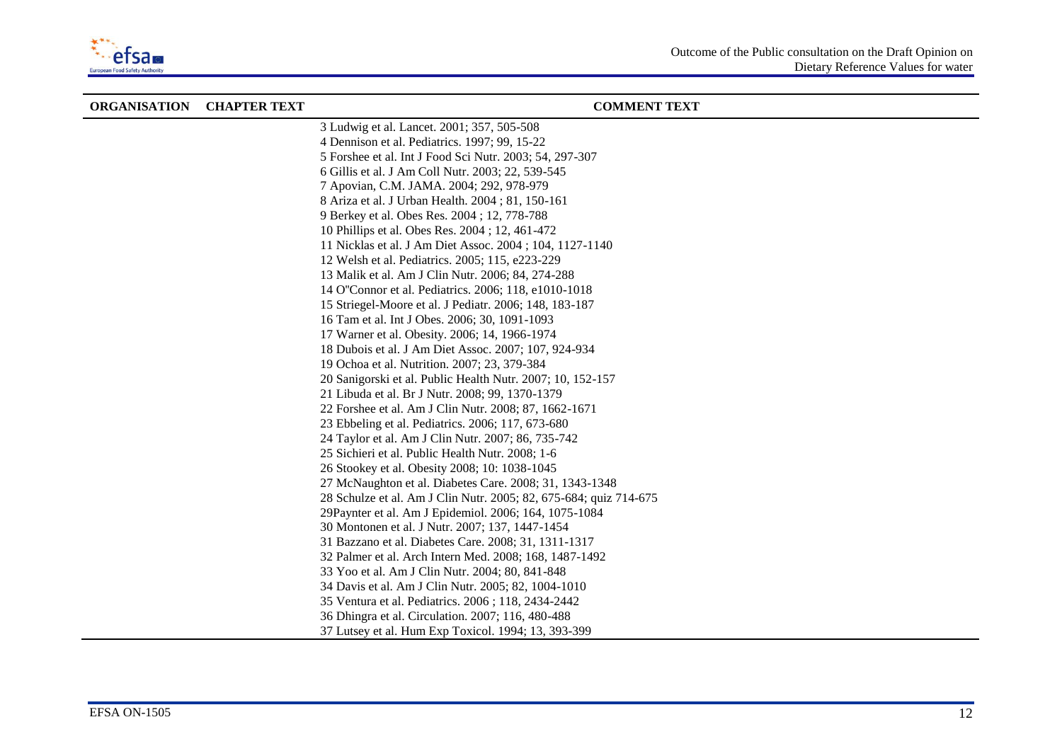| ORGANISATION | CHAPTER TEXT | COMMENT TEXT |
|---|---|---|
| | | 3 Ludwig et al. Lancet. 2001; 357, 505-508<br>4 Dennison et al. Pediatrics. 1997; 99, 15-22<br>5 Forshee et al. Int J Food Sci Nutr. 2003; 54, 297-307<br>6 Gillis et al. J Am Coll Nutr. 2003; 22, 539-545<br>7 Apovian, C.M. JAMA. 2004; 292, 978-979<br>8 Ariza et al. J Urban Health. 2004 ; 81, 150-161<br>9 Berkey et al. Obes Res. 2004 ; 12, 778-788<br>10 Phillips et al. Obes Res. 2004 ; 12, 461-472<br>11 Nicklas et al. J Am Diet Assoc. 2004 ; 104, 1127-1140<br>12 Welsh et al. Pediatrics. 2005; 115, e223-229<br>13 Malik et al. Am J Clin Nutr. 2006; 84, 274-288<br>14 O''Connor et al. Pediatrics. 2006; 118, e1010-1018<br>15 Striegel-Moore et al. J Pediatr. 2006; 148, 183-187<br>16 Tam et al. Int J Obes. 2006; 30, 1091-1093<br>17 Warner et al. Obesity. 2006; 14, 1966-1974<br>18 Dubois et al. J Am Diet Assoc. 2007; 107, 924-934<br>19 Ochoa et al. Nutrition. 2007; 23, 379-384<br>20 Sanigorski et al. Public Health Nutr. 2007; 10, 152-157<br>21 Libuda et al. Br J Nutr. 2008; 99, 1370-1379<br>22 Forshee et al. Am J Clin Nutr. 2008; 87, 1662-1671<br>23 Ebbeling et al. Pediatrics. 2006; 117, 673-680<br>24 Taylor et al. Am J Clin Nutr. 2007; 86, 735-742<br>25 Sichieri et al. Public Health Nutr. 2008; 1-6<br>26 Stookey et al. Obesity 2008; 10: 1038-1045<br>27 McNaughton et al. Diabetes Care. 2008; 31, 1343-1348<br>28 Schulze et al. Am J Clin Nutr. 2005; 82, 675-684; quiz 714-675<br>29Paynter et al. Am J Epidemiol. 2006; 164, 1075-1084<br>30 Montonen et al. J Nutr. 2007; 137, 1447-1454<br>31 Bazzano et al. Diabetes Care. 2008; 31, 1311-1317<br>32 Palmer et al. Arch Intern Med. 2008; 168, 1487-1492<br>33 Yoo et al. Am J Clin Nutr. 2004; 80, 841-848<br>34 Davis et al. Am J Clin Nutr. 2005; 82, 1004-1010<br>35 Ventura et al. Pediatrics. 2006 ; 118, 2434-2442<br>36 Dhingra et al. Circulation. 2007; 116, 480-488<br>37 Lutsey et al. Hum Exp Toxicol. 1994; 13, 393-399 |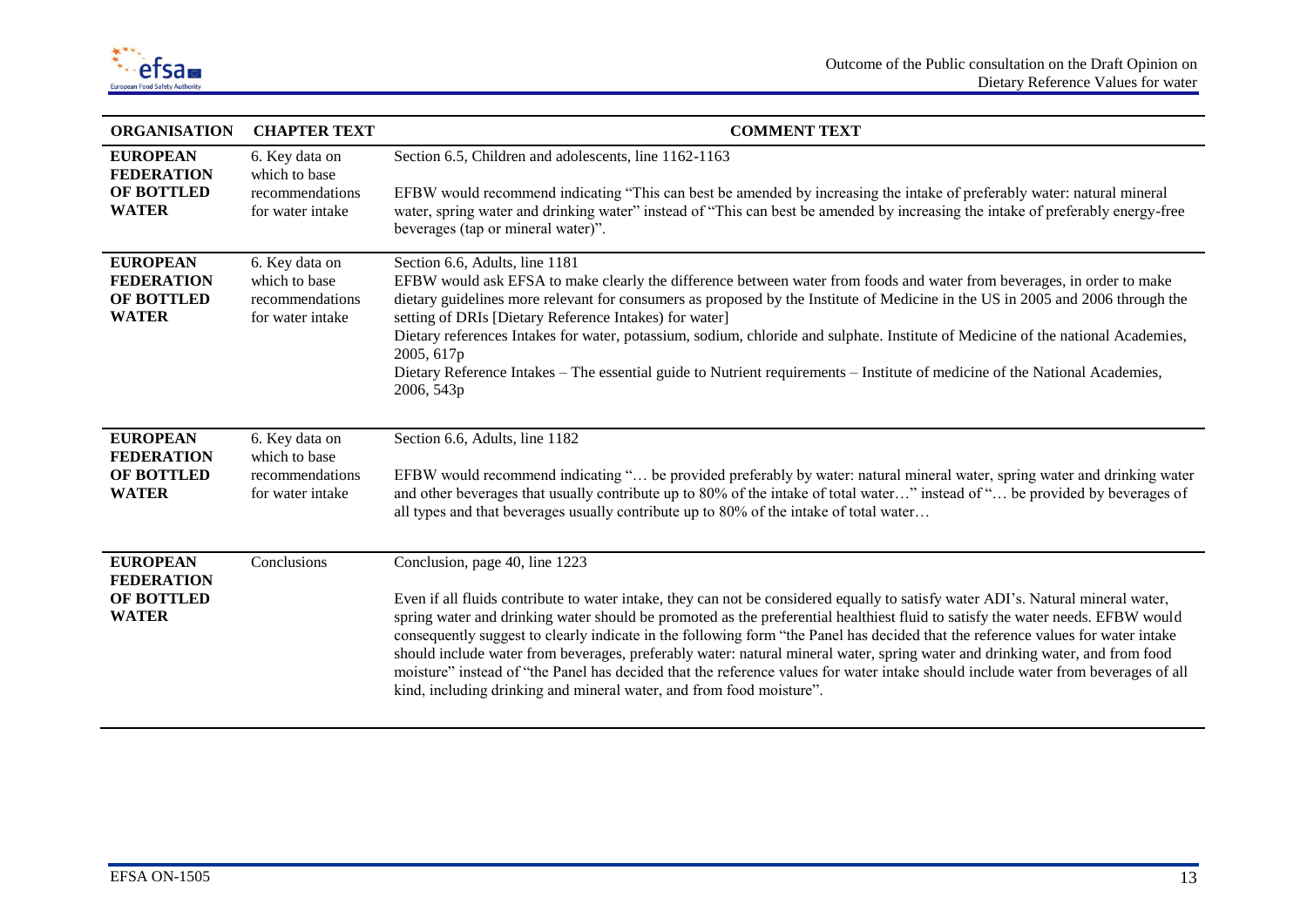| ORGANISATION | CHAPTER TEXT | COMMENT TEXT |
|---|---|---|
| **EUROPEAN FEDERATION OF BOTTLED WATER** | 6. Key data on which to base recommendations for water intake | Section 6.5, Children and adolescents, line 1162-1163<br><br>EFBW would recommend indicating "This can best be amended by increasing the intake of preferably water: natural mineral water, spring water and drinking water" instead of "This can best be amended by increasing the intake of preferably energy-free beverages (tap or mineral water)". |
| **EUROPEAN FEDERATION OF BOTTLED WATER** | 6. Key data on which to base recommendations for water intake | Section 6.6, Adults, line 1181<br>EFBW would ask EFSA to make clearly the difference between water from foods and water from beverages, in order to make dietary guidelines more relevant for consumers as proposed by the Institute of Medicine in the US in 2005 and 2006 through the setting of DRIs [Dietary Reference Intakes) for water]<br>Dietary references Intakes for water, potassium, sodium, chloride and sulphate. Institute of Medicine of the national Academies, 2005, 617p<br>Dietary Reference Intakes – The essential guide to Nutrient requirements – Institute of medicine of the National Academies, 2006, 543p |
| **EUROPEAN FEDERATION OF BOTTLED WATER** | 6. Key data on which to base recommendations for water intake | Section 6.6, Adults, line 1182<br><br>EFBW would recommend indicating "… be provided preferably by water: natural mineral water, spring water and drinking water and other beverages that usually contribute up to 80% of the intake of total water…" instead of "… be provided by beverages of all types and that beverages usually contribute up to 80% of the intake of total water… |
| **EUROPEAN FEDERATION OF BOTTLED WATER** | Conclusions | Conclusion, page 40, line 1223<br><br>Even if all fluids contribute to water intake, they can not be considered equally to satisfy water ADI's. Natural mineral water, spring water and drinking water should be promoted as the preferential healthiest fluid to satisfy the water needs. EFBW would consequently suggest to clearly indicate in the following form "the Panel has decided that the reference values for water intake should include water from beverages, preferably water: natural mineral water, spring water and drinking water, and from food moisture" instead of "the Panel has decided that the reference values for water intake should include water from beverages of all kind, including drinking and mineral water, and from food moisture". |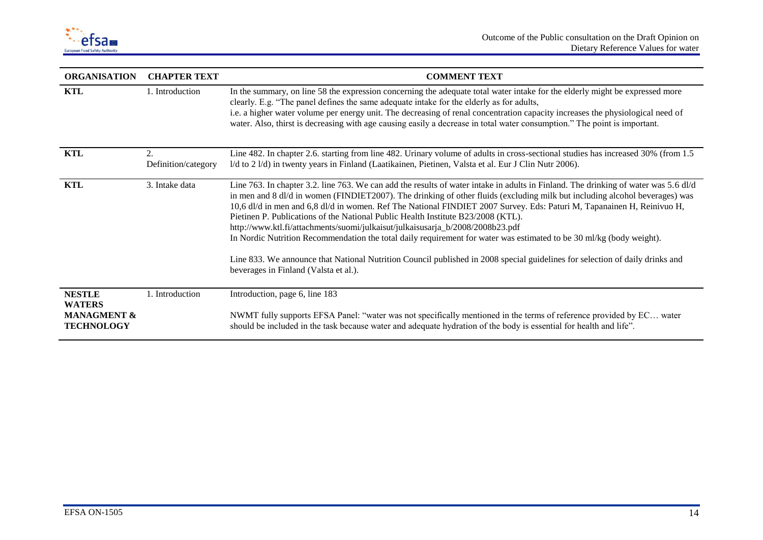| ORGANISATION | CHAPTER TEXT | COMMENT TEXT |
|---|---|---|
| **KTL** | 1. Introduction | In the summary, on line 58 the expression concerning the adequate total water intake for the elderly might be expressed more clearly. E.g. "The panel defines the same adequate intake for the elderly as for adults, i.e. a higher water volume per energy unit. The decreasing of renal concentration capacity increases the physiological need of water. Also, thirst is decreasing with age causing easily a decrease in total water consumption." The point is important. |
| **KTL** | 2. Definition/category | Line 482. In chapter 2.6. starting from line 482. Urinary volume of adults in cross-sectional studies has increased 30% (from 1.5 l/d to 2 l/d) in twenty years in Finland (Laatikainen, Pietinen, Valsta et al. Eur J Clin Nutr 2006). |
| **KTL** | 3. Intake data | Line 763. In chapter 3.2. line 763. We can add the results of water intake in adults in Finland. The drinking of water was 5.6 dl/d in men and 8 dl/d in women (FINDIET2007). The drinking of other fluids (excluding milk but including alcohol beverages) was 10,6 dl/d in men and 6,8 dl/d in women. Ref The National FINDIET 2007 Survey. Eds: Paturi M, Tapanainen H, Reinivuo H, Pietinen P. Publications of the National Public Health Institute B23/2008 (KTL). http://www.ktl.fi/attachments/suomi/julkaisut/julkaisusarja_b/2008/2008b23.pdf<br>In Nordic Nutrition Recommendation the total daily requirement for water was estimated to be 30 ml/kg (body weight).<br><br>Line 833. We announce that National Nutrition Council published in 2008 special guidelines for selection of daily drinks and beverages in Finland (Valsta et al.). |
| **NESTLE WATERS MANAGMENT & TECHNOLOGY** | 1. Introduction | Introduction, page 6, line 183<br><br>NWMT fully supports EFSA Panel: "water was not specifically mentioned in the terms of reference provided by EC… water should be included in the task because water and adequate hydration of the body is essential for health and life". |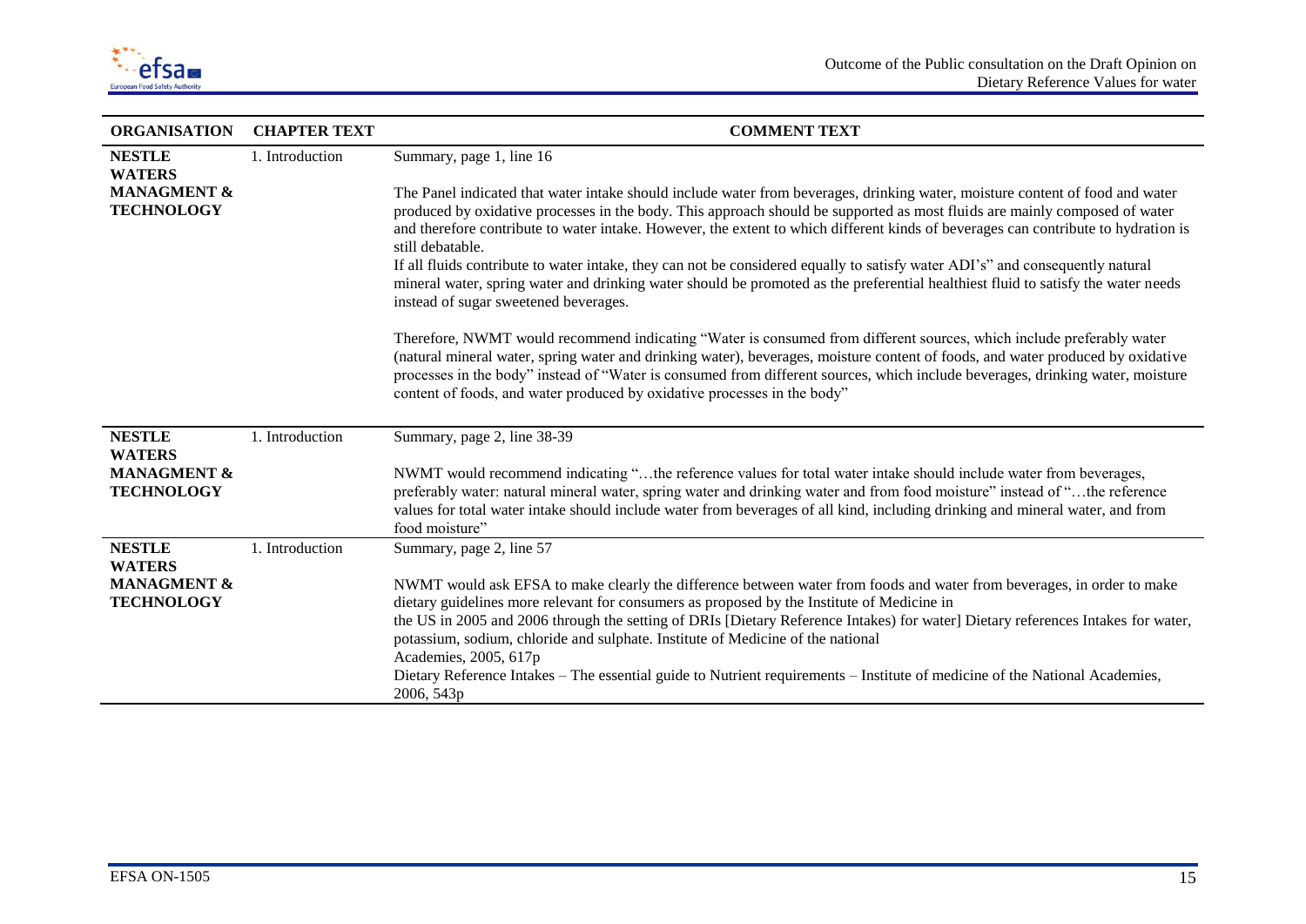| ORGANISATION | CHAPTER TEXT | COMMENT TEXT |
|---|---|---|
| **NESTLE WATERS MANAGMENT & TECHNOLOGY** | 1. Introduction | Summary, page 1, line 16<br><br>The Panel indicated that water intake should include water from beverages, drinking water, moisture content of food and water produced by oxidative processes in the body. This approach should be supported as most fluids are mainly composed of water and therefore contribute to water intake. However, the extent to which different kinds of beverages can contribute to hydration is still debatable.<br>If all fluids contribute to water intake, they can not be considered equally to satisfy water ADI's" and consequently natural mineral water, spring water and drinking water should be promoted as the preferential healthiest fluid to satisfy the water needs instead of sugar sweetened beverages.<br><br>Therefore, NWMT would recommend indicating "Water is consumed from different sources, which include preferably water (natural mineral water, spring water and drinking water), beverages, moisture content of foods, and water produced by oxidative processes in the body" instead of "Water is consumed from different sources, which include beverages, drinking water, moisture content of foods, and water produced by oxidative processes in the body" |
| **NESTLE WATERS MANAGMENT & TECHNOLOGY** | 1. Introduction | Summary, page 2, line 38-39<br><br>NWMT would recommend indicating "…the reference values for total water intake should include water from beverages, preferably water: natural mineral water, spring water and drinking water and from food moisture" instead of "…the reference values for total water intake should include water from beverages of all kind, including drinking and mineral water, and from food moisture" |
| **NESTLE WATERS MANAGMENT & TECHNOLOGY** | 1. Introduction | Summary, page 2, line 57<br><br>NWMT would ask EFSA to make clearly the difference between water from foods and water from beverages, in order to make dietary guidelines more relevant for consumers as proposed by the Institute of Medicine in the US in 2005 and 2006 through the setting of DRIs [Dietary Reference Intakes) for water] Dietary references Intakes for water, potassium, sodium, chloride and sulphate. Institute of Medicine of the national Academies, 2005, 617p<br>Dietary Reference Intakes – The essential guide to Nutrient requirements – Institute of medicine of the National Academies, 2006, 543p |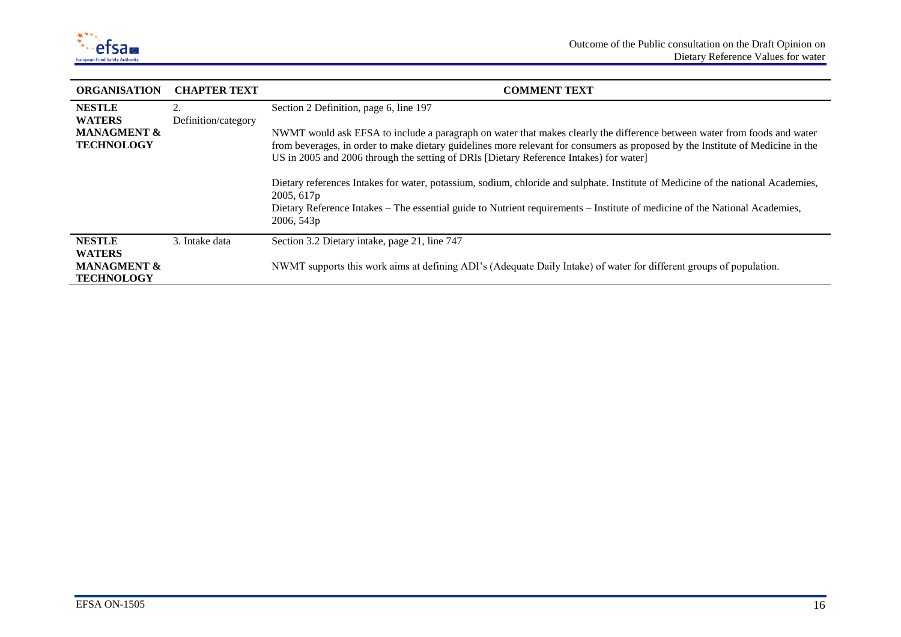| ORGANISATION | CHAPTER TEXT | COMMENT TEXT |
|---|---|---|
| **NESTLE WATERS MANAGMENT & TECHNOLOGY** | 2. Definition/category | Section 2 Definition, page 6, line 197<br><br>NWMT would ask EFSA to include a paragraph on water that makes clearly the difference between water from foods and water from beverages, in order to make dietary guidelines more relevant for consumers as proposed by the Institute of Medicine in the US in 2005 and 2006 through the setting of DRIs [Dietary Reference Intakes) for water]<br><br>Dietary references Intakes for water, potassium, sodium, chloride and sulphate. Institute of Medicine of the national Academies, 2005, 617p<br>Dietary Reference Intakes – The essential guide to Nutrient requirements – Institute of medicine of the National Academies, 2006, 543p |
| **NESTLE WATERS MANAGMENT & TECHNOLOGY** | 3. Intake data | Section 3.2 Dietary intake, page 21, line 747<br><br>NWMT supports this work aims at defining ADI's (Adequate Daily Intake) of water for different groups of population. |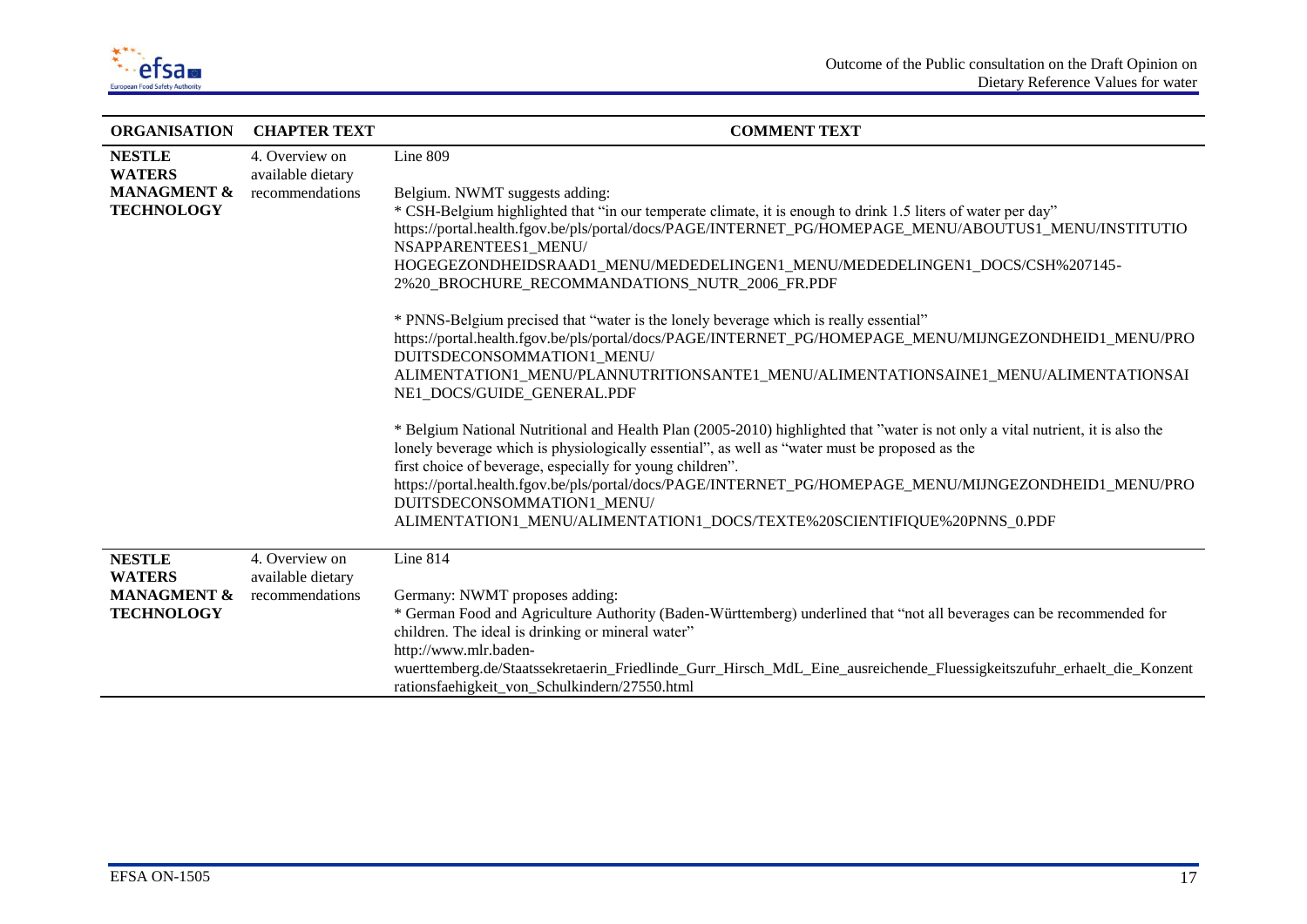| ORGANISATION | CHAPTER TEXT | COMMENT TEXT |
|---|---|---|
| **NESTLE WATERS MANAGMENT & TECHNOLOGY** | 4. Overview on available dietary recommendations | Line 809<br><br>Belgium. NWMT suggests adding:<br>* CSH-Belgium highlighted that "in our temperate climate, it is enough to drink 1.5 liters of water per day"<br>https://portal.health.fgov.be/pls/portal/docs/PAGE/INTERNET_PG/HOMEPAGE_MENU/ABOUTUS1_MENU/INSTITUTIONSAPPARENTEES1_MENU/HOGEGEZONDHEIDSRAAD1_MENU/MEDEDELINGEN1_MENU/MEDEDELINGEN1_DOCS/CSH%207145-2%20_BROCHURE_RECOMMANDATIONS_NUTR_2006_FR.PDF<br><br>* PNNS-Belgium precised that "water is the lonely beverage which is really essential"<br>https://portal.health.fgov.be/pls/portal/docs/PAGE/INTERNET_PG/HOMEPAGE_MENU/MIJNGEZONDHEID1_MENU/PRODUITSDECONSOMMATION1_MENU/ALIMENTATION1_MENU/PLANNUTRITIONSANTE1_MENU/ALIMENTATIONSAINE1_MENU/ALIMENTATIONSAINE1_DOCS/GUIDE_GENERAL.PDF<br><br>* Belgium National Nutritional and Health Plan (2005-2010) highlighted that "water is not only a vital nutrient, it is also the lonely beverage which is physiologically essential", as well as "water must be proposed as the first choice of beverage, especially for young children".<br>https://portal.health.fgov.be/pls/portal/docs/PAGE/INTERNET_PG/HOMEPAGE_MENU/MIJNGEZONDHEID1_MENU/PRODUITSDECONSOMMATION1_MENU/ALIMENTATION1_MENU/ALIMENTATION1_DOCS/TEXTE%20SCIENTIFIQUE%20PNNS_0.PDF |
| **NESTLE WATERS MANAGMENT & TECHNOLOGY** | 4. Overview on available dietary recommendations | Line 814<br><br>Germany: NWMT proposes adding:<br>* German Food and Agriculture Authority (Baden-Württemberg) underlined that "not all beverages can be recommended for children. The ideal is drinking or mineral water"<br>http://www.mlr.baden-wuerttemberg.de/Staatssekretaerin_Friedlinde_Gurr_Hirsch_MdL_Eine_ausreichende_Fluessigkeitszufuhr_erhaelt_die_Konzentrationsfaehigkeit_von_Schulkindern/27550.html |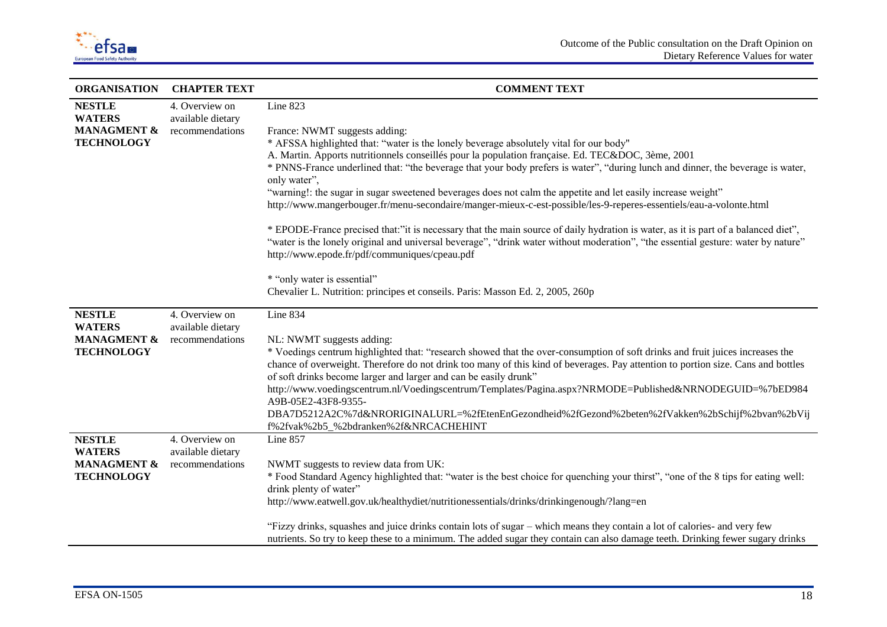| ORGANISATION | CHAPTER TEXT | COMMENT TEXT |
|---|---|---|
| **NESTLE WATERS MANAGMENT & TECHNOLOGY** | 4. Overview on available dietary recommendations | Line 823<br><br>France: NWMT suggests adding:<br>* AFSSA highlighted that: "water is the lonely beverage absolutely vital for our body"<br>A. Martin. Apports nutritionnels conseillés pour la population française. Ed. TEC&DOC, 3ème, 2001<br>* PNNS-France underlined that: "the beverage that your body prefers is water", "during lunch and dinner, the beverage is water, only water",<br>"warning!: the sugar in sugar sweetened beverages does not calm the appetite and let easily increase weight"<br>http://www.mangerbouger.fr/menu-secondaire/manger-mieux-c-est-possible/les-9-reperes-essentiels/eau-a-volonte.html<br><br>* EPODE-France precised that:"it is necessary that the main source of daily hydration is water, as it is part of a balanced diet", "water is the lonely original and universal beverage", "drink water without moderation", "the essential gesture: water by nature"<br>http://www.epode.fr/pdf/communiques/cpeau.pdf<br><br>* "only water is essential"<br>Chevalier L. Nutrition: principes et conseils. Paris: Masson Ed. 2, 2005, 260p |
| **NESTLE WATERS MANAGMENT & TECHNOLOGY** | 4. Overview on available dietary recommendations | Line 834<br><br>NL: NWMT suggests adding:<br>* Voedings centrum highlighted that: "research showed that the over-consumption of soft drinks and fruit juices increases the chance of overweight. Therefore do not drink too many of this kind of beverages. Pay attention to portion size. Cans and bottles of soft drinks become larger and larger and can be easily drunk"<br>http://www.voedingscentrum.nl/Voedingscentrum/Templates/Pagina.aspx?NRMODE=Published&NRNODEGUID=%7bED984A9B-05E2-43F8-9355-DBA7D5212A2C%7d&NRORIGINALURL=%2fEtenEnGezondheid%2fGezond%2beten%2fVakken%2bSchijf%2bvan%2bVijf%2fvak%2b5_%2bdranken%2f&NRCACHEHINT |
| **NESTLE WATERS MANAGMENT & TECHNOLOGY** | 4. Overview on available dietary recommendations | Line 857<br><br>NWMT suggests to review data from UK:<br>* Food Standard Agency highlighted that: "water is the best choice for quenching your thirst", "one of the 8 tips for eating well: drink plenty of water"<br>http://www.eatwell.gov.uk/healthydiet/nutritionessentials/drinks/drinkingenough/?lang=en<br><br>"Fizzy drinks, squashes and juice drinks contain lots of sugar – which means they contain a lot of calories- and very few nutrients. So try to keep these to a minimum. The added sugar they contain can also damage teeth. Drinking fewer sugary drinks |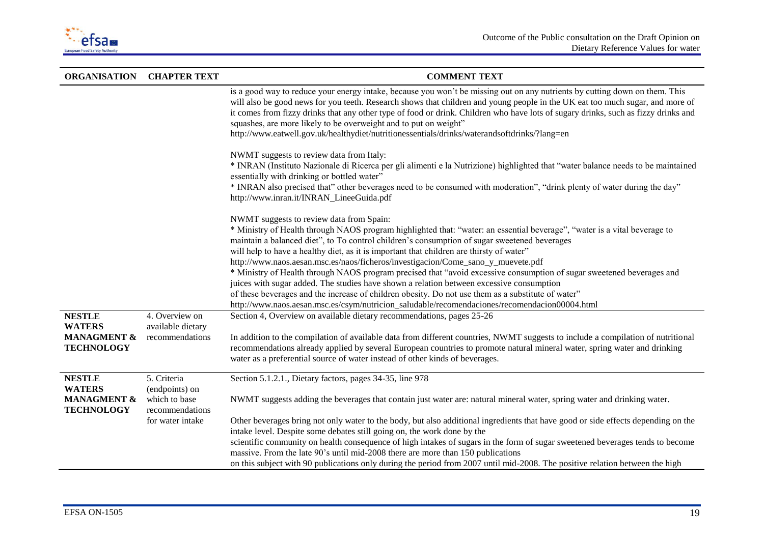| ORGANISATION | CHAPTER TEXT | COMMENT TEXT |
|---|---|---|
| | | is a good way to reduce your energy intake, because you won't be missing out on any nutrients by cutting down on them. This will also be good news for you teeth. Research shows that children and young people in the UK eat too much sugar, and more of it comes from fizzy drinks that any other type of food or drink. Children who have lots of sugary drinks, such as fizzy drinks and squashes, are more likely to be overweight and to put on weight" http://www.eatwell.gov.uk/healthydiet/nutritionessentials/drinks/waterandsoftdrinks/?lang=en <br><br> NWMT suggests to review data from Italy: <br> * INRAN (Instituto Nazionale di Ricerca per gli alimenti e la Nutrizione) highlighted that "water balance needs to be maintained essentially with drinking or bottled water" <br> * INRAN also precised that" other beverages need to be consumed with moderation", "drink plenty of water during the day" http://www.inran.it/INRAN_LineeGuida.pdf <br><br> NWMT suggests to review data from Spain: <br> * Ministry of Health through NAOS program highlighted that: "water: an essential beverage", "water is a vital beverage to maintain a balanced diet", to To control children's consumption of sugar sweetened beverages will help to have a healthy diet, as it is important that children are thirsty of water" http://www.naos.aesan.msc.es/naos/ficheros/investigacion/Come_sano_y_muevete.pdf <br> * Ministry of Health through NAOS program precised that "avoid excessive consumption of sugar sweetened beverages and juices with sugar added. The studies have shown a relation between excessive consumption of these beverages and the increase of children obesity. Do not use them as a substitute of water" http://www.naos.aesan.msc.es/csym/nutricion_saludable/recomendaciones/recomendacion00004.html |
| **NESTLE WATERS MANAGMENT & TECHNOLOGY** | 4. Overview on available dietary recommendations | Section 4, Overview on available dietary recommendations, pages 25-26 <br><br> In addition to the compilation of available data from different countries, NWMT suggests to include a compilation of nutritional recommendations already applied by several European countries to promote natural mineral water, spring water and drinking water as a preferential source of water instead of other kinds of beverages. |
| **NESTLE WATERS MANAGMENT & TECHNOLOGY** | 5. Criteria (endpoints) on which to base recommendations for water intake | Section 5.1.2.1., Dietary factors, pages 34-35, line 978 <br><br> NWMT suggests adding the beverages that contain just water are: natural mineral water, spring water and drinking water. <br><br> Other beverages bring not only water to the body, but also additional ingredients that have good or side effects depending on the intake level. Despite some debates still going on, the work done by the scientific community on health consequence of high intakes of sugars in the form of sugar sweetened beverages tends to become massive. From the late 90's until mid-2008 there are more than 150 publications on this subject with 90 publications only during the period from 2007 until mid-2008. The positive relation between the high |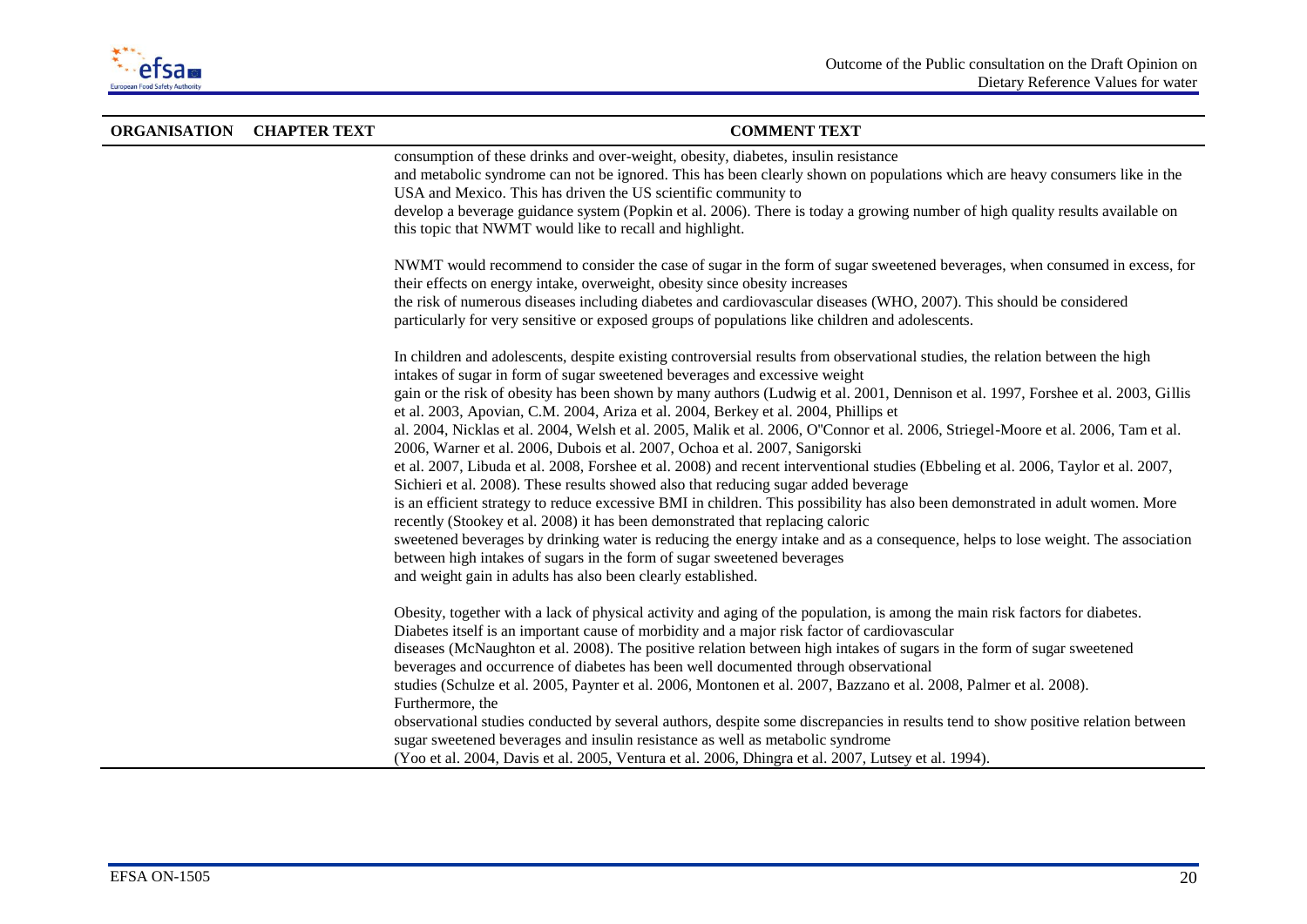| ORGANISATION | CHAPTER TEXT | COMMENT TEXT |
|---|---|---|
| | | consumption of these drinks and over-weight, obesity, diabetes, insulin resistance and metabolic syndrome can not be ignored. This has been clearly shown on populations which are heavy consumers like in the USA and Mexico. This has driven the US scientific community to develop a beverage guidance system (Popkin et al. 2006). There is today a growing number of high quality results available on this topic that NWMT would like to recall and highlight.<br><br>NWMT would recommend to consider the case of sugar in the form of sugar sweetened beverages, when consumed in excess, for their effects on energy intake, overweight, obesity since obesity increases the risk of numerous diseases including diabetes and cardiovascular diseases (WHO, 2007). This should be considered particularly for very sensitive or exposed groups of populations like children and adolescents.<br><br>In children and adolescents, despite existing controversial results from observational studies, the relation between the high intakes of sugar in form of sugar sweetened beverages and excessive weight gain or the risk of obesity has been shown by many authors (Ludwig et al. 2001, Dennison et al. 1997, Forshee et al. 2003, Gillis et al. 2003, Apovian, C.M. 2004, Ariza et al. 2004, Berkey et al. 2004, Phillips et al. 2004, Nicklas et al. 2004, Welsh et al. 2005, Malik et al. 2006, O"Connor et al. 2006, Striegel-Moore et al. 2006, Tam et al. 2006, Warner et al. 2006, Dubois et al. 2007, Ochoa et al. 2007, Sanigorski et al. 2007, Libuda et al. 2008, Forshee et al. 2008) and recent interventional studies (Ebbeling et al. 2006, Taylor et al. 2007, Sichieri et al. 2008). These results showed also that reducing sugar added beverage is an efficient strategy to reduce excessive BMI in children. This possibility has also been demonstrated in adult women. More recently (Stookey et al. 2008) it has been demonstrated that replacing caloric sweetened beverages by drinking water is reducing the energy intake and as a consequence, helps to lose weight. The association between high intakes of sugars in the form of sugar sweetened beverages and weight gain in adults has also been clearly established.<br><br>Obesity, together with a lack of physical activity and aging of the population, is among the main risk factors for diabetes. Diabetes itself is an important cause of morbidity and a major risk factor of cardiovascular diseases (McNaughton et al. 2008). The positive relation between high intakes of sugars in the form of sugar sweetened beverages and occurrence of diabetes has been well documented through observational studies (Schulze et al. 2005, Paynter et al. 2006, Montonen et al. 2007, Bazzano et al. 2008, Palmer et al. 2008). Furthermore, the observational studies conducted by several authors, despite some discrepancies in results tend to show positive relation between sugar sweetened beverages and insulin resistance as well as metabolic syndrome (Yoo et al. 2004, Davis et al. 2005, Ventura et al. 2006, Dhingra et al. 2007, Lutsey et al. 1994). |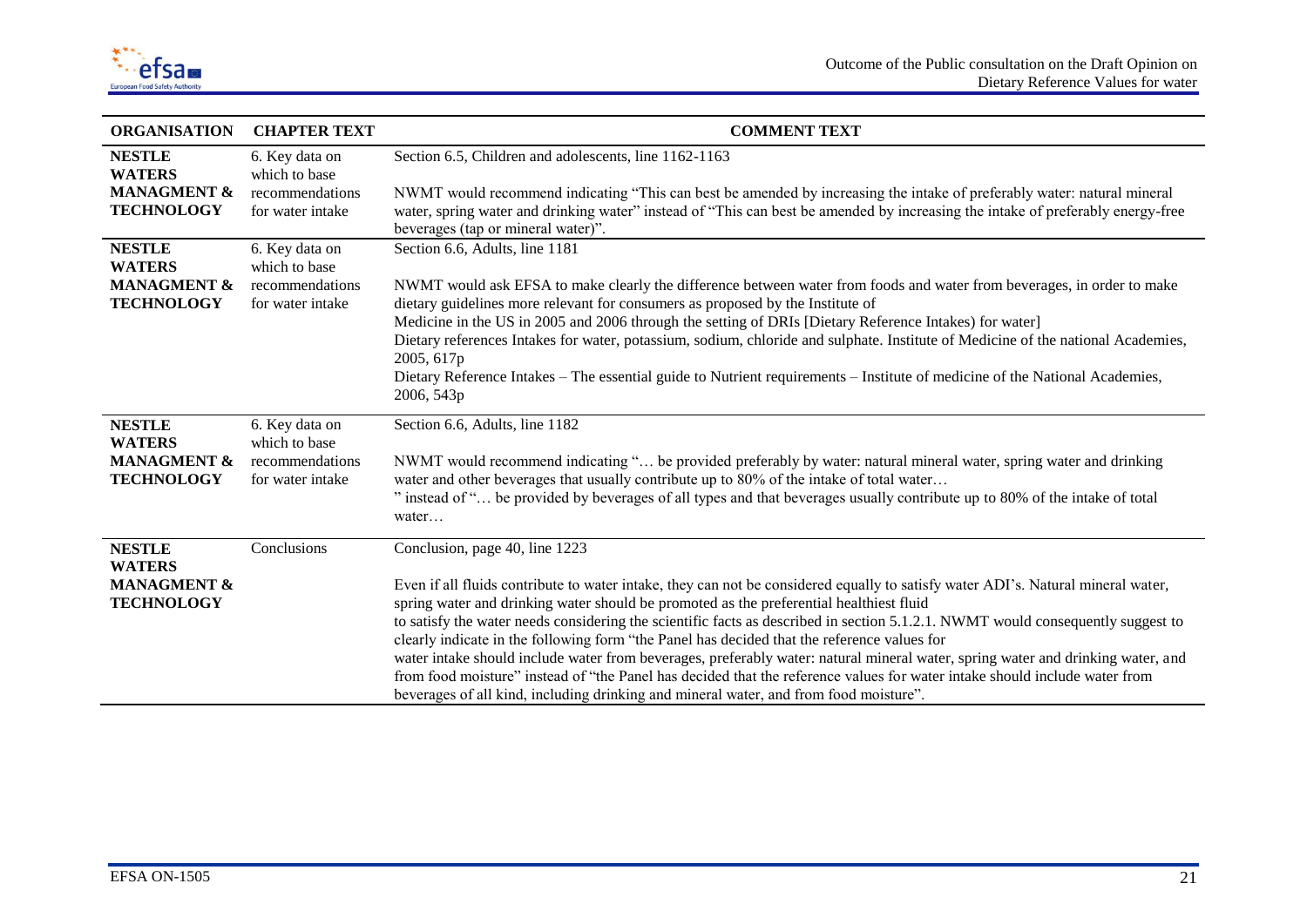| ORGANISATION | CHAPTER TEXT | COMMENT TEXT |
|---|---|---|
| **NESTLE WATERS MANAGMENT & TECHNOLOGY** | 6. Key data on which to base recommendations for water intake | Section 6.5, Children and adolescents, line 1162-1163<br><br>NWMT would recommend indicating "This can best be amended by increasing the intake of preferably water: natural mineral water, spring water and drinking water" instead of "This can best be amended by increasing the intake of preferably energy-free beverages (tap or mineral water)". |
| **NESTLE WATERS MANAGMENT & TECHNOLOGY** | 6. Key data on which to base recommendations for water intake | Section 6.6, Adults, line 1181<br><br>NWMT would ask EFSA to make clearly the difference between water from foods and water from beverages, in order to make dietary guidelines more relevant for consumers as proposed by the Institute of Medicine in the US in 2005 and 2006 through the setting of DRIs [Dietary Reference Intakes) for water]<br>Dietary references Intakes for water, potassium, sodium, chloride and sulphate. Institute of Medicine of the national Academies, 2005, 617p<br>Dietary Reference Intakes – The essential guide to Nutrient requirements – Institute of medicine of the National Academies, 2006, 543p |
| **NESTLE WATERS MANAGMENT & TECHNOLOGY** | 6. Key data on which to base recommendations for water intake | Section 6.6, Adults, line 1182<br><br>NWMT would recommend indicating "… be provided preferably by water: natural mineral water, spring water and drinking water and other beverages that usually contribute up to 80% of the intake of total water…<br>" instead of "… be provided by beverages of all types and that beverages usually contribute up to 80% of the intake of total water… |
| **NESTLE WATERS MANAGMENT & TECHNOLOGY** | Conclusions | Conclusion, page 40, line 1223<br><br>Even if all fluids contribute to water intake, they can not be considered equally to satisfy water ADI's. Natural mineral water, spring water and drinking water should be promoted as the preferential healthiest fluid to satisfy the water needs considering the scientific facts as described in section 5.1.2.1. NWMT would consequently suggest to clearly indicate in the following form "the Panel has decided that the reference values for water intake should include water from beverages, preferably water: natural mineral water, spring water and drinking water, and from food moisture" instead of "the Panel has decided that the reference values for water intake should include water from beverages of all kind, including drinking and mineral water, and from food moisture". |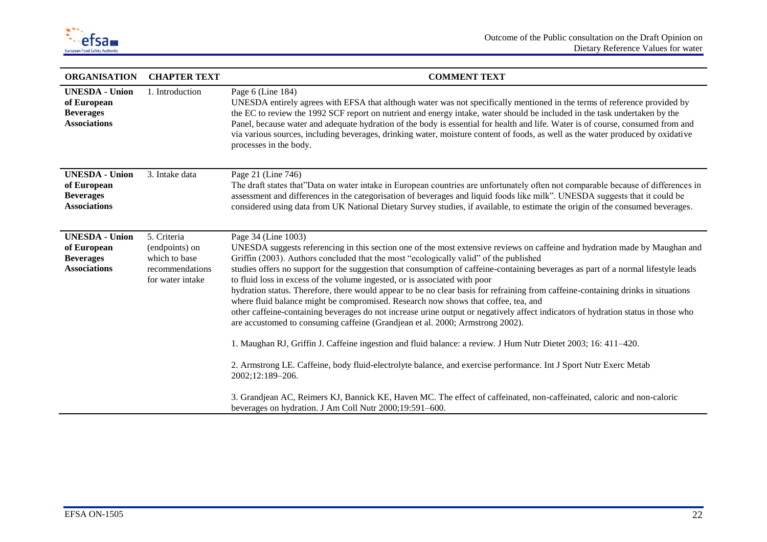| ORGANISATION | CHAPTER TEXT | COMMENT TEXT |
| --- | --- | --- |
| **UNESDA - Union of European Beverages Associations** | 1. Introduction | Page 6 (Line 184)<br>UNESDA entirely agrees with EFSA that although water was not specifically mentioned in the terms of reference provided by the EC to review the 1992 SCF report on nutrient and energy intake, water should be included in the task undertaken by the Panel, because water and adequate hydration of the body is essential for health and life. Water is of course, consumed from and via various sources, including beverages, drinking water, moisture content of foods, as well as the water produced by oxidative processes in the body. |
| **UNESDA - Union of European Beverages Associations** | 3. Intake data | Page 21 (Line 746)<br>The draft states that"Data on water intake in European countries are unfortunately often not comparable because of differences in assessment and differences in the categorisation of beverages and liquid foods like milk". UNESDA suggests that it could be considered using data from UK National Dietary Survey studies, if available, to estimate the origin of the consumed beverages. |
| **UNESDA - Union of European Beverages Associations** | 5. Criteria (endpoints) on which to base recommendations for water intake | Page 34 (Line 1003)<br>UNESDA suggests referencing in this section one of the most extensive reviews on caffeine and hydration made by Maughan and Griffin (2003). Authors concluded that the most "ecologically valid" of the published studies offers no support for the suggestion that consumption of caffeine-containing beverages as part of a normal lifestyle leads to fluid loss in excess of the volume ingested, or is associated with poor hydration status. Therefore, there would appear to be no clear basis for refraining from caffeine-containing drinks in situations where fluid balance might be compromised. Research now shows that coffee, tea, and other caffeine-containing beverages do not increase urine output or negatively affect indicators of hydration status in those who are accustomed to consuming caffeine (Grandjean et al. 2000; Armstrong 2002).<br><br>1. Maughan RJ, Griffin J. Caffeine ingestion and fluid balance: a review. J Hum Nutr Dietet 2003; 16: 411–420.<br><br>2. Armstrong LE. Caffeine, body fluid-electrolyte balance, and exercise performance. Int J Sport Nutr Exerc Metab 2002;12:189–206.<br><br>3. Grandjean AC, Reimers KJ, Bannick KE, Haven MC. The effect of caffeinated, non-caffeinated, caloric and non-caloric beverages on hydration. J Am Coll Nutr 2000;19:591–600. |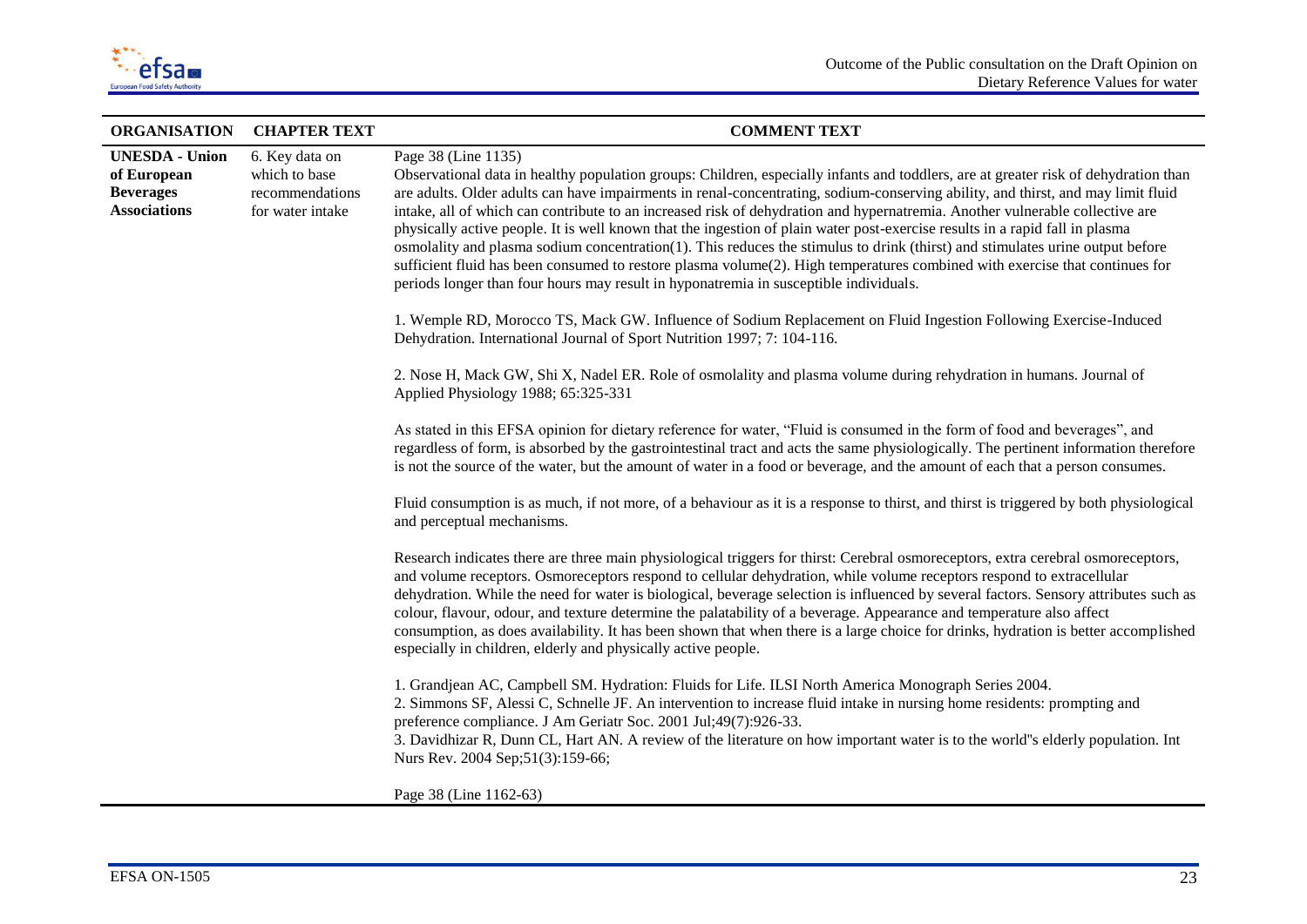| ORGANISATION | CHAPTER TEXT | COMMENT TEXT |
|---|---|---|
| **UNESDA - Union of European Beverages Associations** | 6. Key data on which to base recommendations for water intake | Page 38 (Line 1135)<br>Observational data in healthy population groups: Children, especially infants and toddlers, are at greater risk of dehydration than are adults. Older adults can have impairments in renal-concentrating, sodium-conserving ability, and thirst, and may limit fluid intake, all of which can contribute to an increased risk of dehydration and hypernatremia. Another vulnerable collective are physically active people. It is well known that the ingestion of plain water post-exercise results in a rapid fall in plasma osmolality and plasma sodium concentration(1). This reduces the stimulus to drink (thirst) and stimulates urine output before sufficient fluid has been consumed to restore plasma volume(2). High temperatures combined with exercise that continues for periods longer than four hours may result in hyponatremia in susceptible individuals.<br><br>1. Wemple RD, Morocco TS, Mack GW. Influence of Sodium Replacement on Fluid Ingestion Following Exercise-Induced Dehydration. International Journal of Sport Nutrition 1997; 7: 104-116.<br><br>2. Nose H, Mack GW, Shi X, Nadel ER. Role of osmolality and plasma volume during rehydration in humans. Journal of Applied Physiology 1988; 65:325-331<br><br>As stated in this EFSA opinion for dietary reference for water, "Fluid is consumed in the form of food and beverages", and regardless of form, is absorbed by the gastrointestinal tract and acts the same physiologically. The pertinent information therefore is not the source of the water, but the amount of water in a food or beverage, and the amount of each that a person consumes.<br><br>Fluid consumption is as much, if not more, of a behaviour as it is a response to thirst, and thirst is triggered by both physiological and perceptual mechanisms.<br><br>Research indicates there are three main physiological triggers for thirst: Cerebral osmoreceptors, extra cerebral osmoreceptors, and volume receptors. Osmoreceptors respond to cellular dehydration, while volume receptors respond to extracellular dehydration. While the need for water is biological, beverage selection is influenced by several factors. Sensory attributes such as colour, flavour, odour, and texture determine the palatability of a beverage. Appearance and temperature also affect consumption, as does availability. It has been shown that when there is a large choice for drinks, hydration is better accomplished especially in children, elderly and physically active people.<br><br>1. Grandjean AC, Campbell SM. Hydration: Fluids for Life. ILSI North America Monograph Series 2004.<br>2. Simmons SF, Alessi C, Schnelle JF. An intervention to increase fluid intake in nursing home residents: prompting and preference compliance. J Am Geriatr Soc. 2001 Jul;49(7):926-33.<br>3. Davidhizar R, Dunn CL, Hart AN. A review of the literature on how important water is to the world"s elderly population. Int Nurs Rev. 2004 Sep;51(3):159-66;<br><br>Page 38 (Line 1162-63) |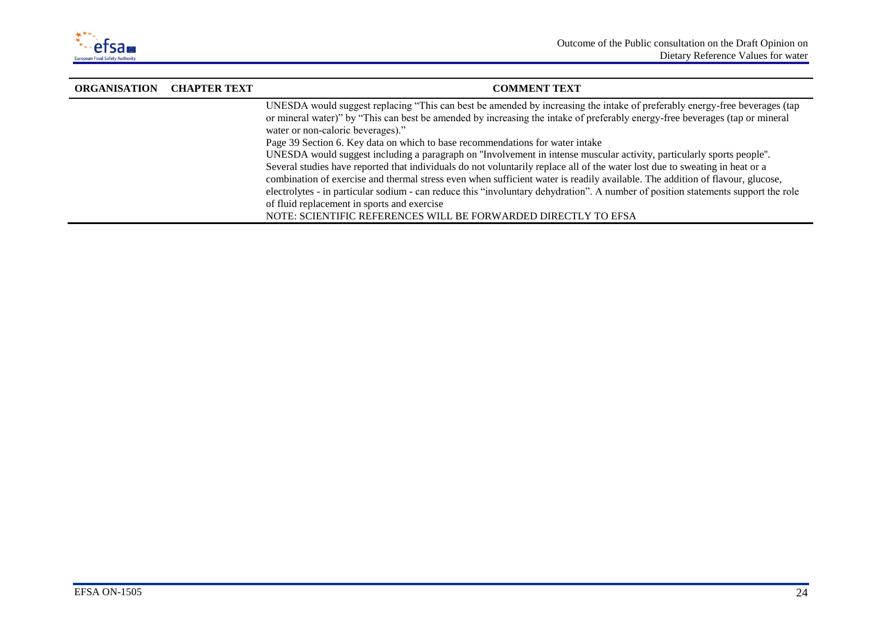| ORGANISATION | CHAPTER TEXT | COMMENT TEXT |
| --- | --- | --- |
| | | UNESDA would suggest replacing “This can best be amended by increasing the intake of preferably energy-free beverages (tap or mineral water)” by “This can best be amended by increasing the intake of preferably energy-free beverages (tap or mineral water or non-caloric beverages).”<br>Page 39 Section 6. Key data on which to base recommendations for water intake<br>UNESDA would suggest including a paragraph on "Involvement in intense muscular activity, particularly sports people". Several studies have reported that individuals do not voluntarily replace all of the water lost due to sweating in heat or a combination of exercise and thermal stress even when sufficient water is readily available. The addition of flavour, glucose, electrolytes - in particular sodium - can reduce this “involuntary dehydration”. A number of position statements support the role of fluid replacement in sports and exercise<br>NOTE: SCIENTIFIC REFERENCES WILL BE FORWARDED DIRECTLY TO EFSA |